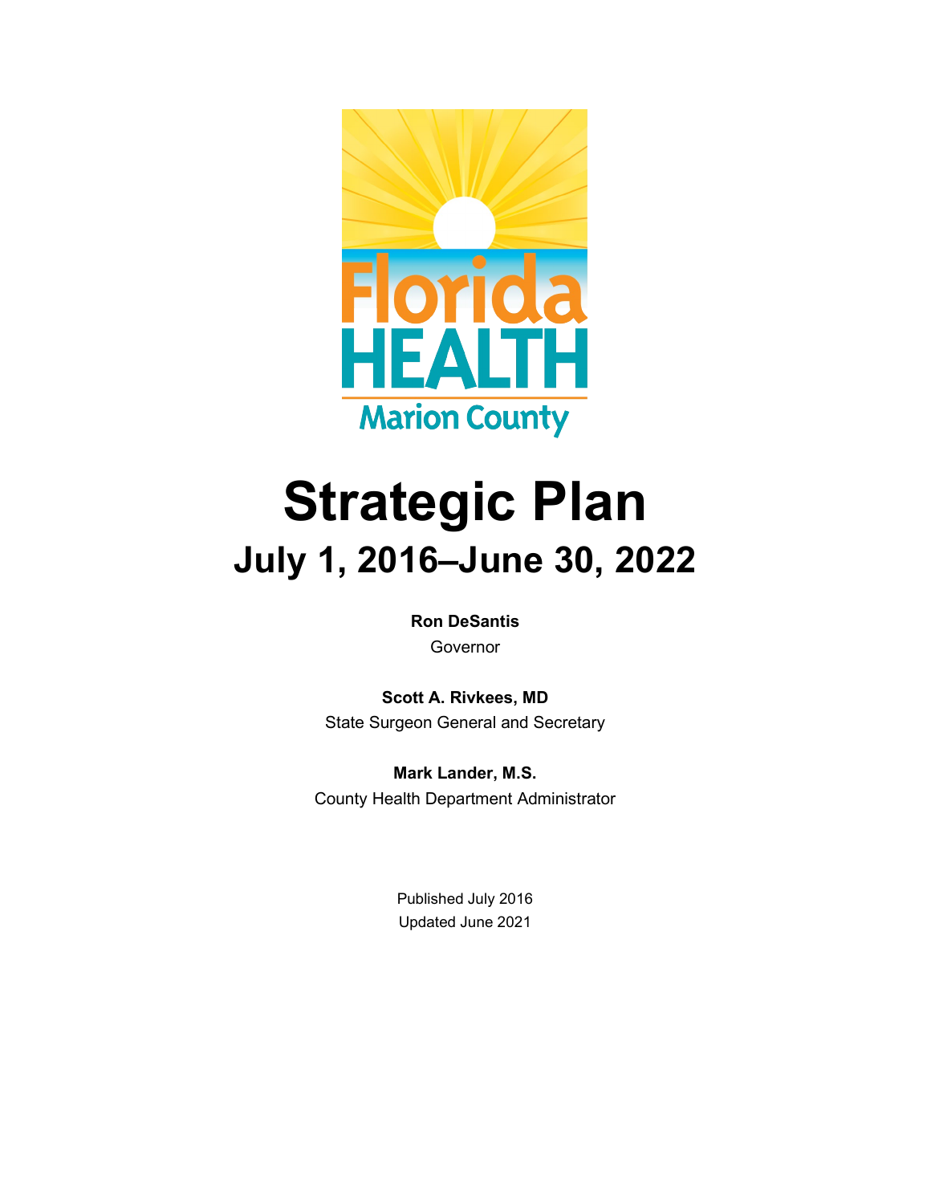Florida HEALTH
Marion County

# Strategic Plan

## July 1, 2016–June 30, 2022

**Ron DeSantis**
Governor

**Scott A. Rivkees, MD**
State Surgeon General and Secretary

**Mark Lander, M.S.**
County Health Department Administrator

Published July 2016
Updated June 2021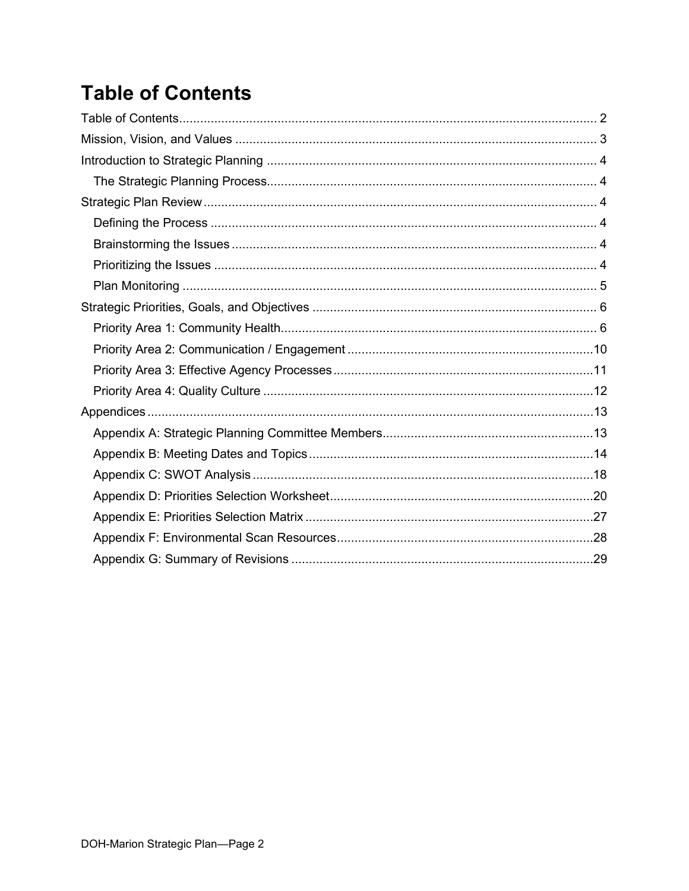# Table of Contents

Table of Contents ........................................................ 2
Mission, Vision, and Values ........................................................ 3
Introduction to Strategic Planning ........................................................ 4
- The Strategic Planning Process ........................................................ 4

Strategic Plan Review ........................................................ 4
- Defining the Process ........................................................ 4
- Brainstorming the Issues ........................................................ 4
- Prioritizing the Issues ........................................................ 4
- Plan Monitoring ........................................................ 5

Strategic Priorities, Goals, and Objectives ........................................................ 6
- Priority Area 1: Community Health ........................................................ 6
- Priority Area 2: Communication / Engagement ........................................................ 10
- Priority Area 3: Effective Agency Processes ........................................................ 11
- Priority Area 4: Quality Culture ........................................................ 12

Appendices ........................................................ 13
- Appendix A: Strategic Planning Committee Members ........................................................ 13
- Appendix B: Meeting Dates and Topics ........................................................ 14
- Appendix C: SWOT Analysis ........................................................ 18
- Appendix D: Priorities Selection Worksheet ........................................................ 20
- Appendix E: Priorities Selection Matrix ........................................................ 27
- Appendix F: Environmental Scan Resources ........................................................ 28
- Appendix G: Summary of Revisions ........................................................ 29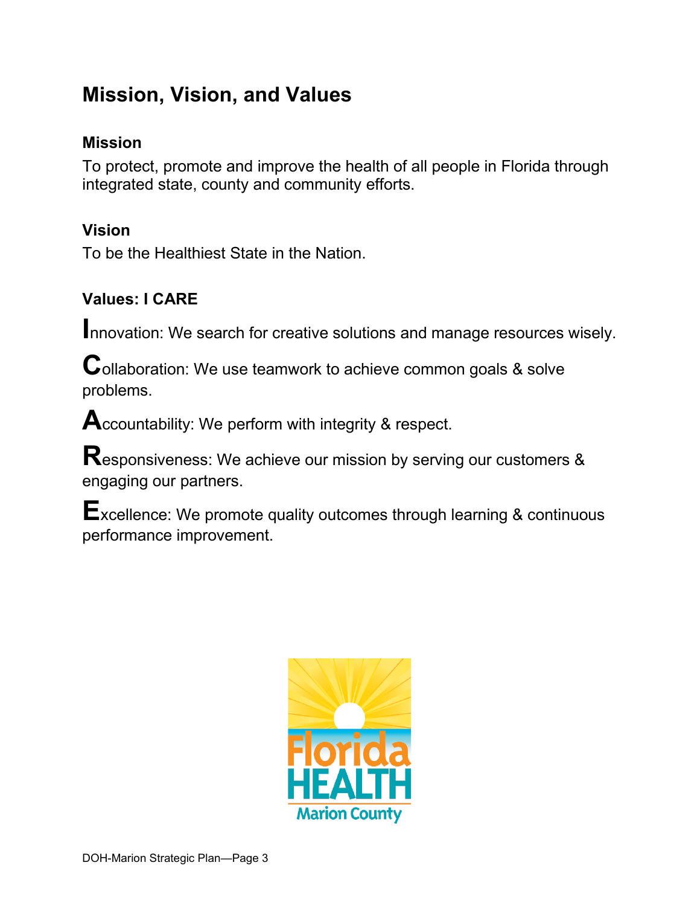# Mission, Vision, and Values

## Mission

To protect, promote and improve the health of all people in Florida through integrated state, county and community efforts.

## Vision

To be the Healthiest State in the Nation.

## Values: I CARE

**I**nnovation: We search for creative solutions and manage resources wisely.

**C**ollaboration: We use teamwork to achieve common goals & solve problems.

**A**ccountability: We perform with integrity & respect.

**R**esponsiveness: We achieve our mission by serving our customers & engaging our partners.

**E**xcellence: We promote quality outcomes through learning & continuous performance improvement.

Florida HEALTH Marion County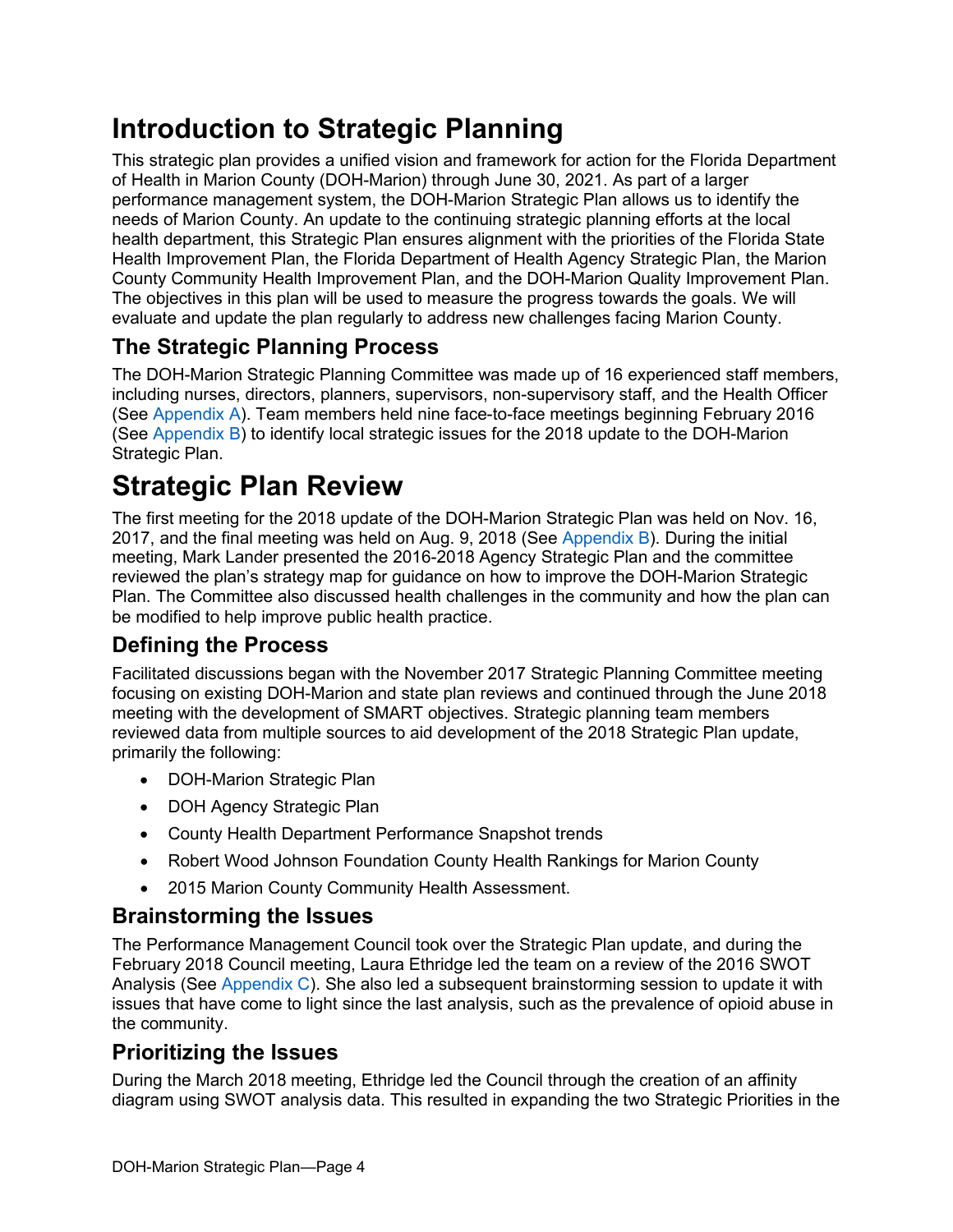# Introduction to Strategic Planning

This strategic plan provides a unified vision and framework for action for the Florida Department of Health in Marion County (DOH-Marion) through June 30, 2021. As part of a larger performance management system, the DOH-Marion Strategic Plan allows us to identify the needs of Marion County. An update to the continuing strategic planning efforts at the local health department, this Strategic Plan ensures alignment with the priorities of the Florida State Health Improvement Plan, the Florida Department of Health Agency Strategic Plan, the Marion County Community Health Improvement Plan, and the DOH-Marion Quality Improvement Plan. The objectives in this plan will be used to measure the progress towards the goals. We will evaluate and update the plan regularly to address new challenges facing Marion County.

## The Strategic Planning Process

The DOH-Marion Strategic Planning Committee was made up of 16 experienced staff members, including nurses, directors, planners, supervisors, non-supervisory staff, and the Health Officer (See Appendix A). Team members held nine face-to-face meetings beginning February 2016 (See Appendix B) to identify local strategic issues for the 2018 update to the DOH-Marion Strategic Plan.

# Strategic Plan Review

The first meeting for the 2018 update of the DOH-Marion Strategic Plan was held on Nov. 16, 2017, and the final meeting was held on Aug. 9, 2018 (See Appendix B). During the initial meeting, Mark Lander presented the 2016-2018 Agency Strategic Plan and the committee reviewed the plan's strategy map for guidance on how to improve the DOH-Marion Strategic Plan. The Committee also discussed health challenges in the community and how the plan can be modified to help improve public health practice.

## Defining the Process

Facilitated discussions began with the November 2017 Strategic Planning Committee meeting focusing on existing DOH-Marion and state plan reviews and continued through the June 2018 meeting with the development of SMART objectives. Strategic planning team members reviewed data from multiple sources to aid development of the 2018 Strategic Plan update, primarily the following:

- DOH-Marion Strategic Plan
- DOH Agency Strategic Plan
- County Health Department Performance Snapshot trends
- Robert Wood Johnson Foundation County Health Rankings for Marion County
- 2015 Marion County Community Health Assessment.

## Brainstorming the Issues

The Performance Management Council took over the Strategic Plan update, and during the February 2018 Council meeting, Laura Ethridge led the team on a review of the 2016 SWOT Analysis (See Appendix C). She also led a subsequent brainstorming session to update it with issues that have come to light since the last analysis, such as the prevalence of opioid abuse in the community.

## Prioritizing the Issues

During the March 2018 meeting, Ethridge led the Council through the creation of an affinity diagram using SWOT analysis data. This resulted in expanding the two Strategic Priorities in the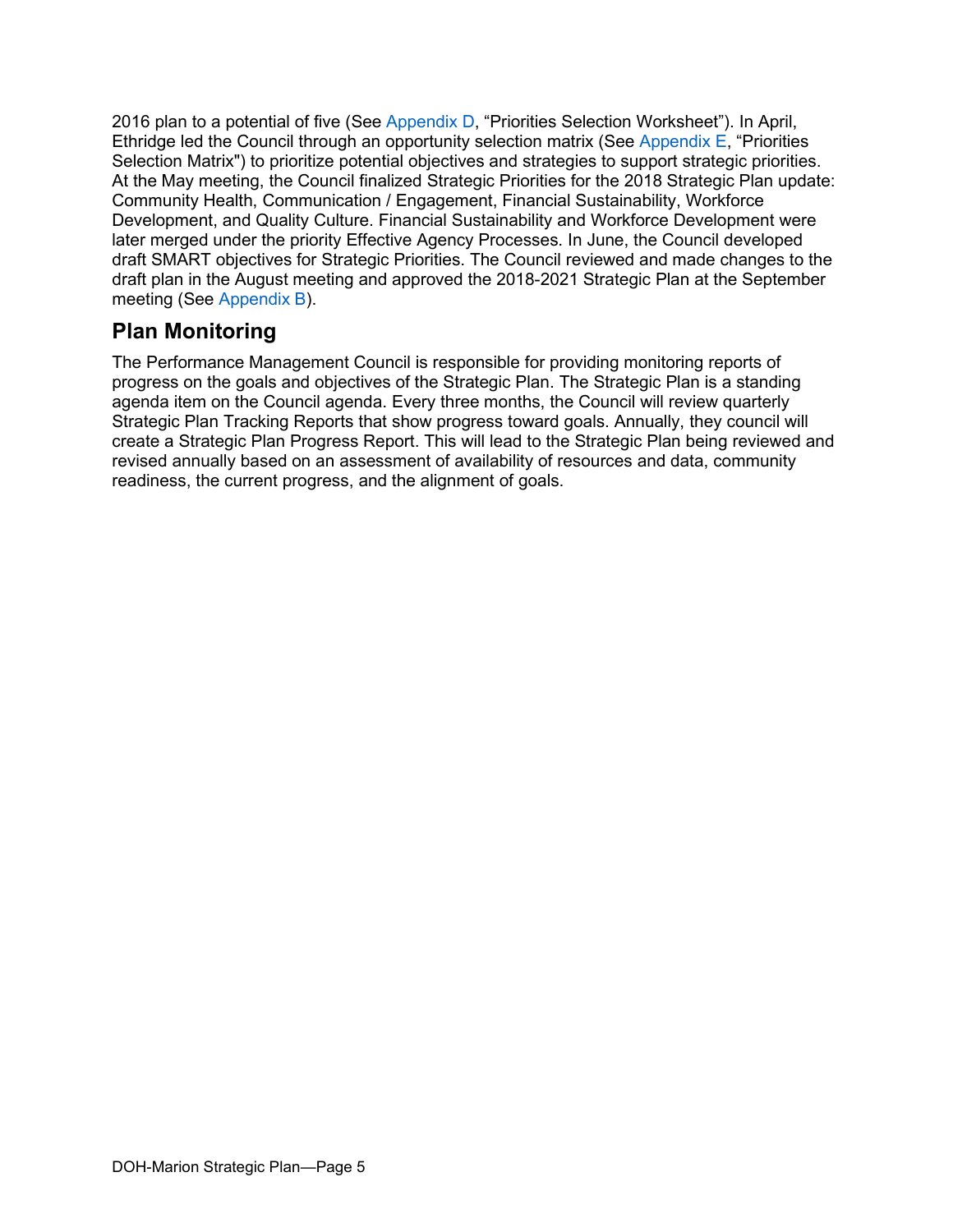2016 plan to a potential of five (See Appendix D, "Priorities Selection Worksheet"). In April, Ethridge led the Council through an opportunity selection matrix (See Appendix E, "Priorities Selection Matrix") to prioritize potential objectives and strategies to support strategic priorities. At the May meeting, the Council finalized Strategic Priorities for the 2018 Strategic Plan update: Community Health, Communication / Engagement, Financial Sustainability, Workforce Development, and Quality Culture. Financial Sustainability and Workforce Development were later merged under the priority Effective Agency Processes. In June, the Council developed draft SMART objectives for Strategic Priorities. The Council reviewed and made changes to the draft plan in the August meeting and approved the 2018-2021 Strategic Plan at the September meeting (See Appendix B).

## Plan Monitoring

The Performance Management Council is responsible for providing monitoring reports of progress on the goals and objectives of the Strategic Plan. The Strategic Plan is a standing agenda item on the Council agenda. Every three months, the Council will review quarterly Strategic Plan Tracking Reports that show progress toward goals. Annually, they council will create a Strategic Plan Progress Report. This will lead to the Strategic Plan being reviewed and revised annually based on an assessment of availability of resources and data, community readiness, the current progress, and the alignment of goals.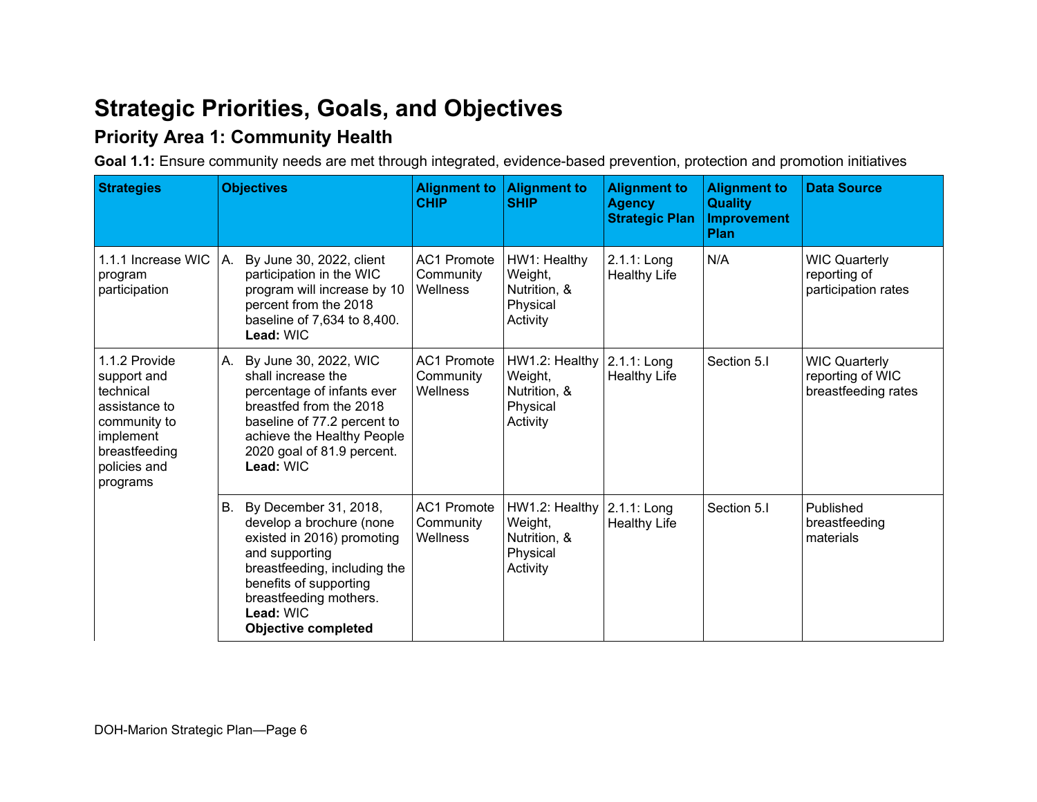# Strategic Priorities, Goals, and Objectives

## Priority Area 1: Community Health

**Goal 1.1:** Ensure community needs are met through integrated, evidence-based prevention, protection and promotion initiatives

| Strategies | Objectives | Alignment to CHIP | Alignment to SHIP | Alignment to Agency Strategic Plan | Alignment to Quality Improvement Plan | Data Source |
|---|---|---|---|---|---|---|
| 1.1.1 Increase WIC program participation | A. By June 30, 2022, client participation in the WIC program will increase by 10 percent from the 2018 baseline of 7,634 to 8,400. **Lead:** WIC | AC1 Promote Community Wellness | HW1: Healthy Weight, Nutrition, & Physical Activity | 2.1.1: Long Healthy Life | N/A | WIC Quarterly reporting of participation rates |
| 1.1.2 Provide support and technical assistance to community to implement breastfeeding policies and programs | A. By June 30, 2022, WIC shall increase the percentage of infants ever breastfed from the 2018 baseline of 77.2 percent to achieve the Healthy People 2020 goal of 81.9 percent. **Lead:** WIC | AC1 Promote Community Wellness | HW1.2: Healthy Weight, Nutrition, & Physical Activity | 2.1.1: Long Healthy Life | Section 5.I | WIC Quarterly reporting of WIC breastfeeding rates |
| | B. By December 31, 2018, develop a brochure (none existed in 2016) promoting and supporting breastfeeding, including the benefits of supporting breastfeeding mothers. **Lead:** WIC **Objective completed** | AC1 Promote Community Wellness | HW1.2: Healthy Weight, Nutrition, & Physical Activity | 2.1.1: Long Healthy Life | Section 5.I | Published breastfeeding materials |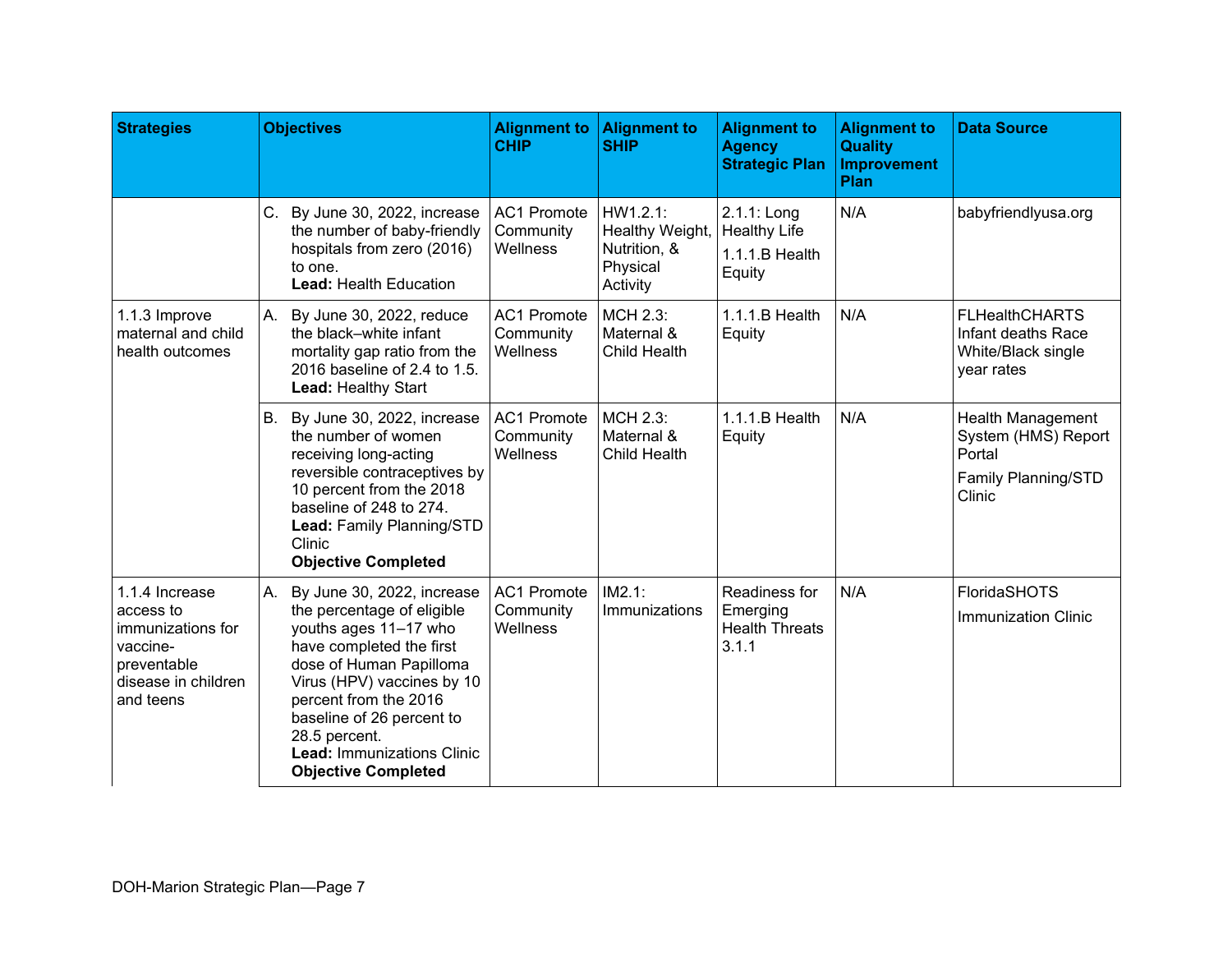| Strategies | Objectives | Alignment to CHIP | Alignment to SHIP | Alignment to Agency Strategic Plan | Alignment to Quality Improvement Plan | Data Source |
|---|---|---|---|---|---|---|
| | C. By June 30, 2022, increase the number of baby-friendly hospitals from zero (2016) to one. **Lead:** Health Education | AC1 Promote Community Wellness | HW1.2.1: Healthy Weight, Nutrition, & Physical Activity | 2.1.1: Long Healthy Life<br>1.1.1.B Health Equity | N/A | babyfriendlyusa.org |
| 1.1.3 Improve maternal and child health outcomes | A. By June 30, 2022, reduce the black–white infant mortality gap ratio from the 2016 baseline of 2.4 to 1.5. **Lead:** Healthy Start | AC1 Promote Community Wellness | MCH 2.3: Maternal & Child Health | 1.1.1.B Health Equity | N/A | FLHealthCHARTS Infant deaths Race White/Black single year rates |
| | B. By June 30, 2022, increase the number of women receiving long-acting reversible contraceptives by 10 percent from the 2018 baseline of 248 to 274. **Lead:** Family Planning/STD Clinic **Objective Completed** | AC1 Promote Community Wellness | MCH 2.3: Maternal & Child Health | 1.1.1.B Health Equity | N/A | Health Management System (HMS) Report Portal<br>Family Planning/STD Clinic |
| 1.1.4 Increase access to immunizations for vaccine-preventable disease in children and teens | A. By June 30, 2022, increase the percentage of eligible youths ages 11–17 who have completed the first dose of Human Papilloma Virus (HPV) vaccines by 10 percent from the 2016 baseline of 26 percent to 28.5 percent. **Lead:** Immunizations Clinic **Objective Completed** | AC1 Promote Community Wellness | IM2.1: Immunizations | Readiness for Emerging Health Threats 3.1.1 | N/A | FloridaSHOTS<br>Immunization Clinic |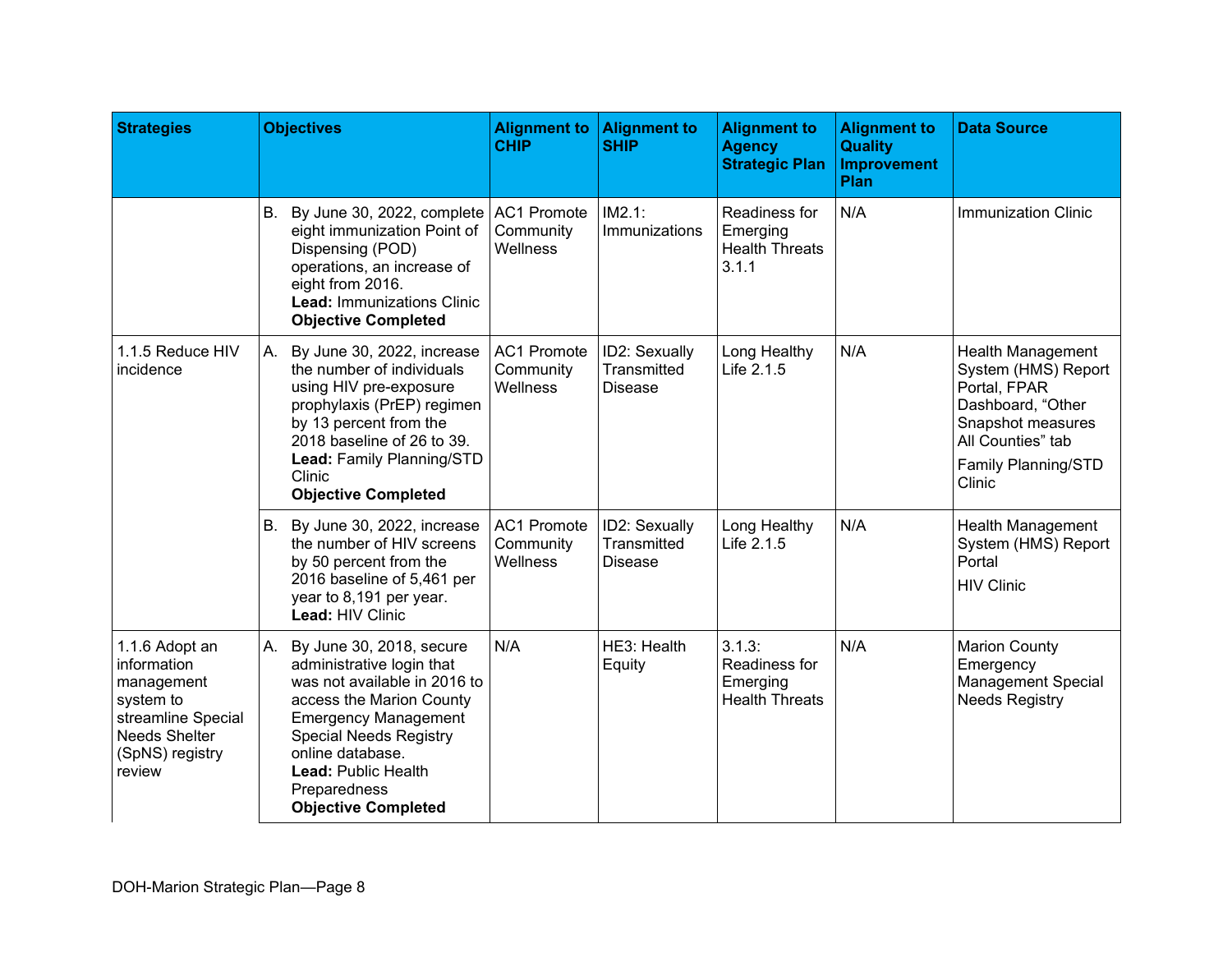| Strategies | Objectives | Alignment to CHIP | Alignment to SHIP | Alignment to Agency Strategic Plan | Alignment to Quality Improvement Plan | Data Source |
|---|---|---|---|---|---|---|
| | B. By June 30, 2022, complete eight immunization Point of Dispensing (POD) operations, an increase of eight from 2016. **Lead:** Immunizations Clinic **Objective Completed** | AC1 Promote Community Wellness | IM2.1: Immunizations | Readiness for Emerging Health Threats 3.1.1 | N/A | Immunization Clinic |
| 1.1.5 Reduce HIV incidence | A. By June 30, 2022, increase the number of individuals using HIV pre-exposure prophylaxis (PrEP) regimen by 13 percent from the 2018 baseline of 26 to 39. **Lead:** Family Planning/STD Clinic **Objective Completed** | AC1 Promote Community Wellness | ID2: Sexually Transmitted Disease | Long Healthy Life 2.1.5 | N/A | Health Management System (HMS) Report Portal, FPAR Dashboard, "Other Snapshot measures All Counties" tab<br>Family Planning/STD Clinic |
| | B. By June 30, 2022, increase the number of HIV screens by 50 percent from the 2016 baseline of 5,461 per year to 8,191 per year. **Lead:** HIV Clinic | AC1 Promote Community Wellness | ID2: Sexually Transmitted Disease | Long Healthy Life 2.1.5 | N/A | Health Management System (HMS) Report Portal<br>HIV Clinic |
| 1.1.6 Adopt an information management system to streamline Special Needs Shelter (SpNS) registry review | A. By June 30, 2018, secure administrative login that was not available in 2016 to access the Marion County Emergency Management Special Needs Registry online database. **Lead:** Public Health Preparedness **Objective Completed** | N/A | HE3: Health Equity | 3.1.3: Readiness for Emerging Health Threats | N/A | Marion County Emergency Management Special Needs Registry |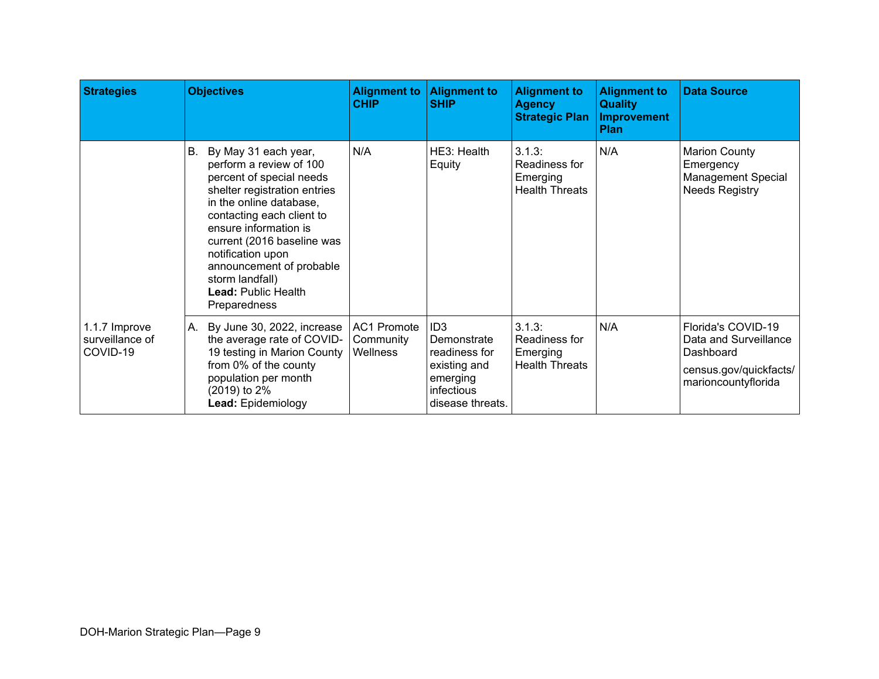| Strategies | Objectives | Alignment to CHIP | Alignment to SHIP | Alignment to Agency Strategic Plan | Alignment to Quality Improvement Plan | Data Source |
|---|---|---|---|---|---|---|
| | B. By May 31 each year, perform a review of 100 percent of special needs shelter registration entries in the online database, contacting each client to ensure information is current (2016 baseline was notification upon announcement of probable storm landfall) **Lead:** Public Health Preparedness | N/A | HE3: Health Equity | 3.1.3: Readiness for Emerging Health Threats | N/A | Marion County Emergency Management Special Needs Registry |
| 1.1.7 Improve surveillance of COVID-19 | A. By June 30, 2022, increase the average rate of COVID-19 testing in Marion County from 0% of the county population per month (2019) to 2% **Lead:** Epidemiology | AC1 Promote Community Wellness | ID3 Demonstrate readiness for existing and emerging infectious disease threats. | 3.1.3: Readiness for Emerging Health Threats | N/A | Florida's COVID-19 Data and Surveillance Dashboard<br>census.gov/quickfacts/marioncountyflorida |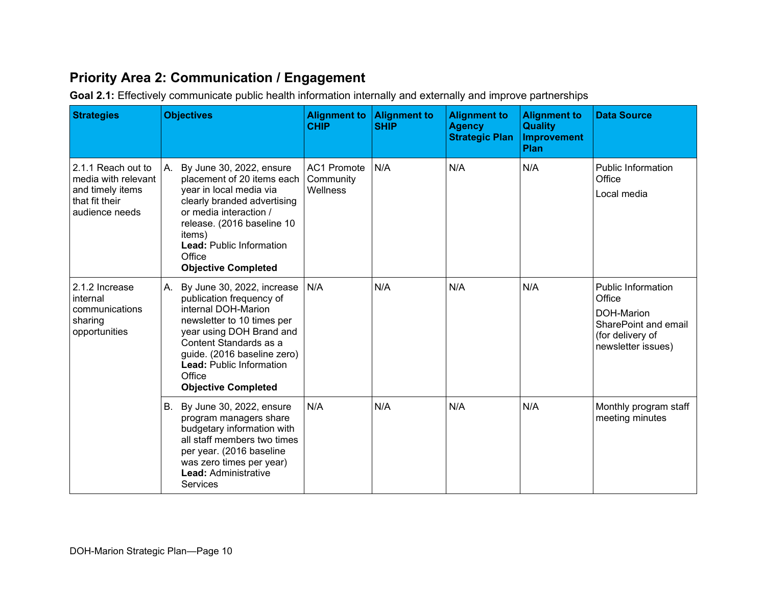## Priority Area 2: Communication / Engagement

**Goal 2.1:** Effectively communicate public health information internally and externally and improve partnerships

| Strategies | Objectives | Alignment to CHIP | Alignment to SHIP | Alignment to Agency Strategic Plan | Alignment to Quality Improvement Plan | Data Source |
|---|---|---|---|---|---|---|
| 2.1.1 Reach out to media with relevant and timely items that fit their audience needs | A. By June 30, 2022, ensure placement of 20 items each year in local media via clearly branded advertising or media interaction / release. (2016 baseline 10 items) **Lead:** Public Information Office **Objective Completed** | AC1 Promote Community Wellness | N/A | N/A | N/A | Public Information Office<br>Local media |
| 2.1.2 Increase internal communications sharing opportunities | A. By June 30, 2022, increase publication frequency of internal DOH-Marion newsletter to 10 times per year using DOH Brand and Content Standards as a guide. (2016 baseline zero) **Lead:** Public Information Office **Objective Completed** | N/A | N/A | N/A | N/A | Public Information Office<br>DOH-Marion SharePoint and email (for delivery of newsletter issues) |
| | B. By June 30, 2022, ensure program managers share budgetary information with all staff members two times per year. (2016 baseline was zero times per year) **Lead:** Administrative Services | N/A | N/A | N/A | N/A | Monthly program staff meeting minutes |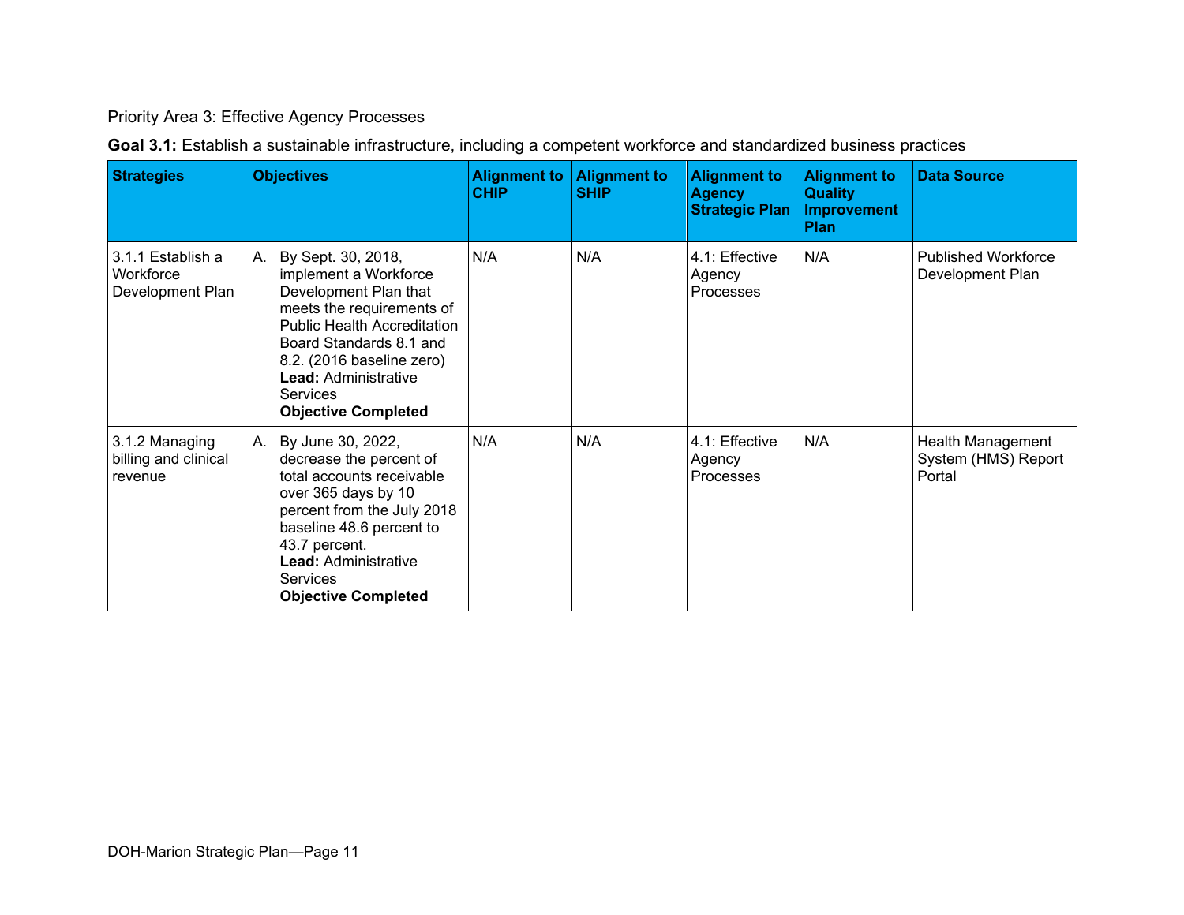Priority Area 3: Effective Agency Processes

**Goal 3.1:** Establish a sustainable infrastructure, including a competent workforce and standardized business practices

| Strategies | Objectives | Alignment to CHIP | Alignment to SHIP | Alignment to Agency Strategic Plan | Alignment to Quality Improvement Plan | Data Source |
|---|---|---|---|---|---|---|
| 3.1.1 Establish a Workforce Development Plan | A. By Sept. 30, 2018, implement a Workforce Development Plan that meets the requirements of Public Health Accreditation Board Standards 8.1 and 8.2. (2016 baseline zero) **Lead:** Administrative Services **Objective Completed** | N/A | N/A | 4.1: Effective Agency Processes | N/A | Published Workforce Development Plan |
| 3.1.2 Managing billing and clinical revenue | A. By June 30, 2022, decrease the percent of total accounts receivable over 365 days by 10 percent from the July 2018 baseline 48.6 percent to 43.7 percent. **Lead:** Administrative Services **Objective Completed** | N/A | N/A | 4.1: Effective Agency Processes | N/A | Health Management System (HMS) Report Portal |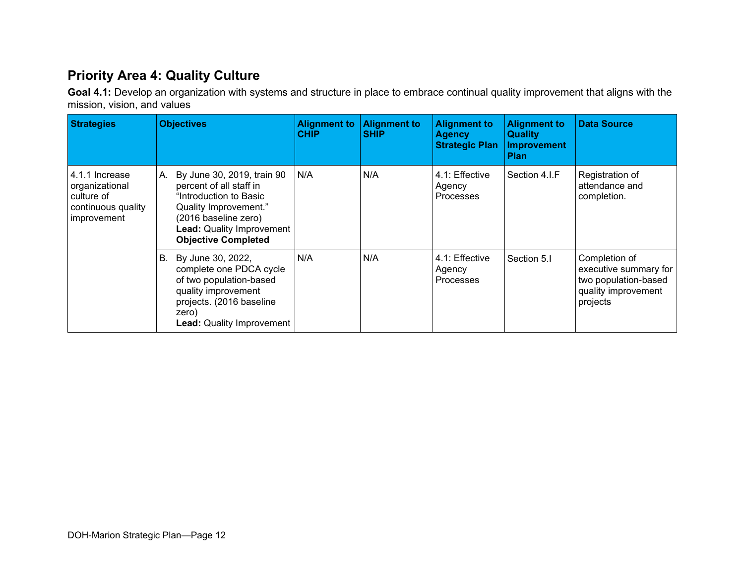## Priority Area 4: Quality Culture

**Goal 4.1:** Develop an organization with systems and structure in place to embrace continual quality improvement that aligns with the mission, vision, and values

| Strategies | Objectives | Alignment to CHIP | Alignment to SHIP | Alignment to Agency Strategic Plan | Alignment to Quality Improvement Plan | Data Source |
|---|---|---|---|---|---|---|
| 4.1.1 Increase organizational culture of continuous quality improvement | A. By June 30, 2019, train 90 percent of all staff in "Introduction to Basic Quality Improvement." (2016 baseline zero) **Lead:** Quality Improvement **Objective Completed** | N/A | N/A | 4.1: Effective Agency Processes | Section 4.I.F | Registration of attendance and completion. |
| | B. By June 30, 2022, complete one PDCA cycle of two population-based quality improvement projects. (2016 baseline zero) **Lead:** Quality Improvement | N/A | N/A | 4.1: Effective Agency Processes | Section 5.I | Completion of executive summary for two population-based quality improvement projects |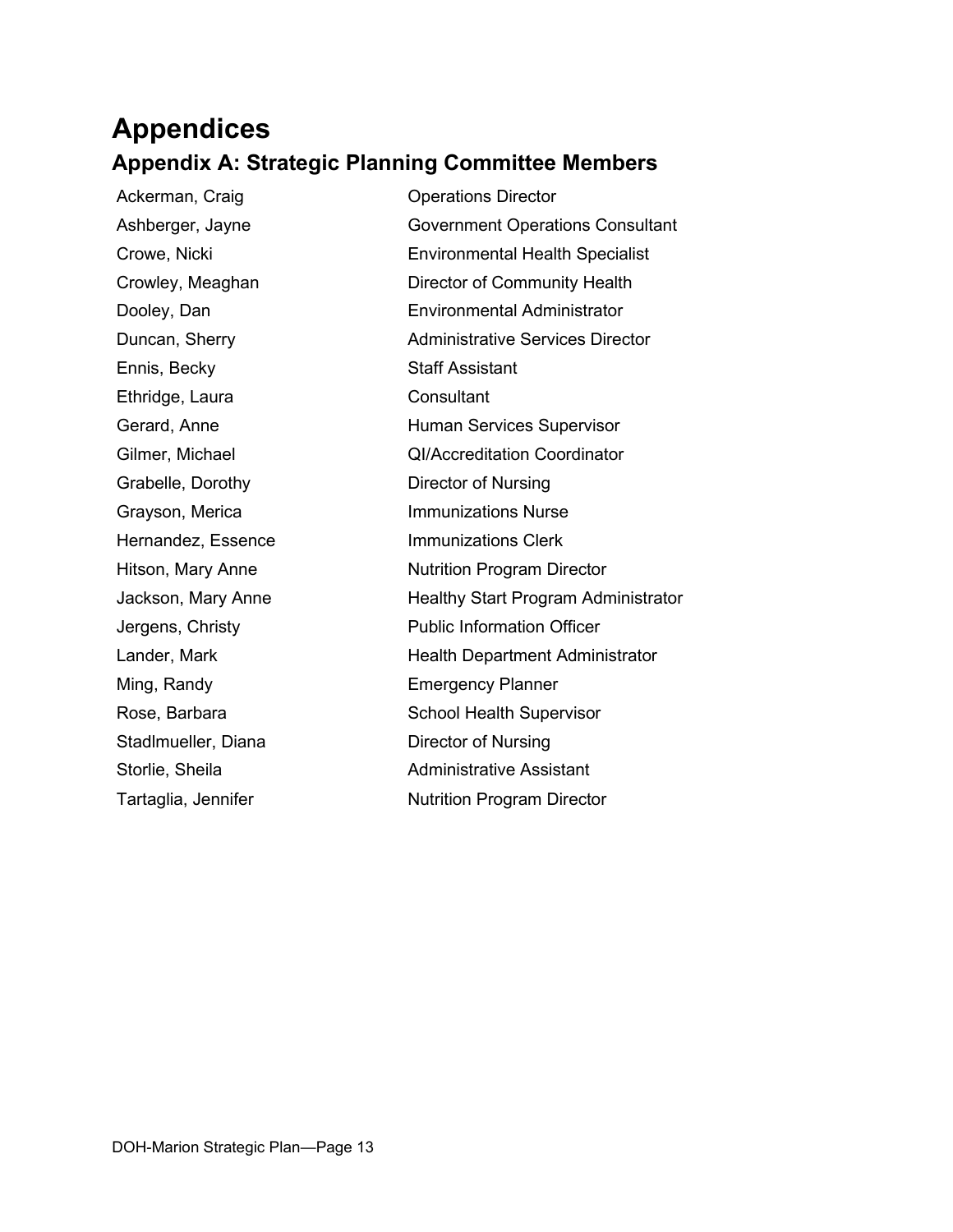# Appendices

## Appendix A: Strategic Planning Committee Members

| | |
|---|---|
| Ackerman, Craig | Operations Director |
| Ashberger, Jayne | Government Operations Consultant |
| Crowe, Nicki | Environmental Health Specialist |
| Crowley, Meaghan | Director of Community Health |
| Dooley, Dan | Environmental Administrator |
| Duncan, Sherry | Administrative Services Director |
| Ennis, Becky | Staff Assistant |
| Ethridge, Laura | Consultant |
| Gerard, Anne | Human Services Supervisor |
| Gilmer, Michael | QI/Accreditation Coordinator |
| Grabelle, Dorothy | Director of Nursing |
| Grayson, Merica | Immunizations Nurse |
| Hernandez, Essence | Immunizations Clerk |
| Hitson, Mary Anne | Nutrition Program Director |
| Jackson, Mary Anne | Healthy Start Program Administrator |
| Jergens, Christy | Public Information Officer |
| Lander, Mark | Health Department Administrator |
| Ming, Randy | Emergency Planner |
| Rose, Barbara | School Health Supervisor |
| Stadlmueller, Diana | Director of Nursing |
| Storlie, Sheila | Administrative Assistant |
| Tartaglia, Jennifer | Nutrition Program Director |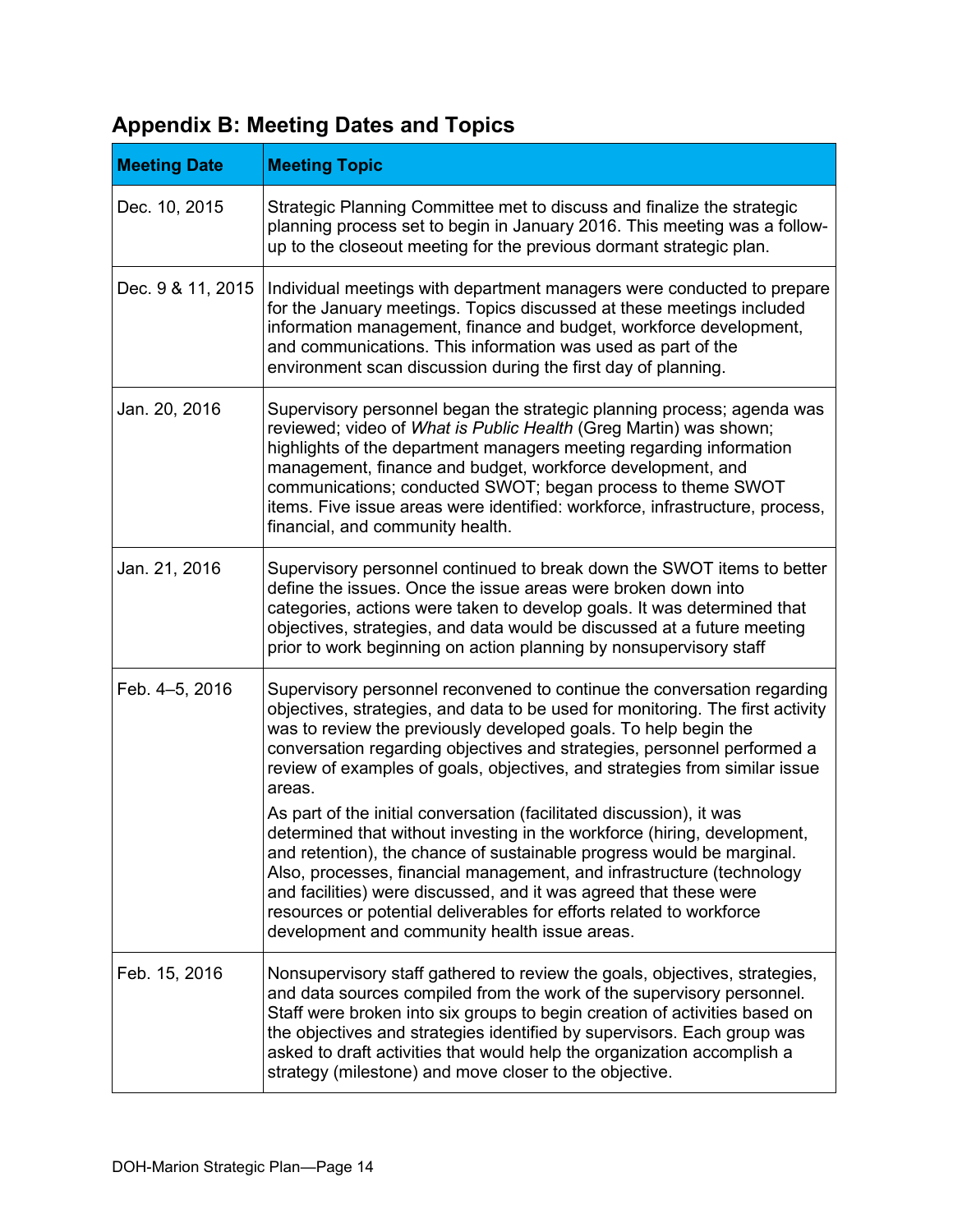## Appendix B: Meeting Dates and Topics

| Meeting Date | Meeting Topic |
|---|---|
| Dec. 10, 2015 | Strategic Planning Committee met to discuss and finalize the strategic planning process set to begin in January 2016. This meeting was a follow-up to the closeout meeting for the previous dormant strategic plan. |
| Dec. 9 & 11, 2015 | Individual meetings with department managers were conducted to prepare for the January meetings. Topics discussed at these meetings included information management, finance and budget, workforce development, and communications. This information was used as part of the environment scan discussion during the first day of planning. |
| Jan. 20, 2016 | Supervisory personnel began the strategic planning process; agenda was reviewed; video of *What is Public Health* (Greg Martin) was shown; highlights of the department managers meeting regarding information management, finance and budget, workforce development, and communications; conducted SWOT; began process to theme SWOT items. Five issue areas were identified: workforce, infrastructure, process, financial, and community health. |
| Jan. 21, 2016 | Supervisory personnel continued to break down the SWOT items to better define the issues. Once the issue areas were broken down into categories, actions were taken to develop goals. It was determined that objectives, strategies, and data would be discussed at a future meeting prior to work beginning on action planning by nonsupervisory staff |
| Feb. 4–5, 2016 | Supervisory personnel reconvened to continue the conversation regarding objectives, strategies, and data to be used for monitoring. The first activity was to review the previously developed goals. To help begin the conversation regarding objectives and strategies, personnel performed a review of examples of goals, objectives, and strategies from similar issue areas.<br><br>As part of the initial conversation (facilitated discussion), it was determined that without investing in the workforce (hiring, development, and retention), the chance of sustainable progress would be marginal. Also, processes, financial management, and infrastructure (technology and facilities) were discussed, and it was agreed that these were resources or potential deliverables for efforts related to workforce development and community health issue areas. |
| Feb. 15, 2016 | Nonsupervisory staff gathered to review the goals, objectives, strategies, and data sources compiled from the work of the supervisory personnel. Staff were broken into six groups to begin creation of activities based on the objectives and strategies identified by supervisors. Each group was asked to draft activities that would help the organization accomplish a strategy (milestone) and move closer to the objective. |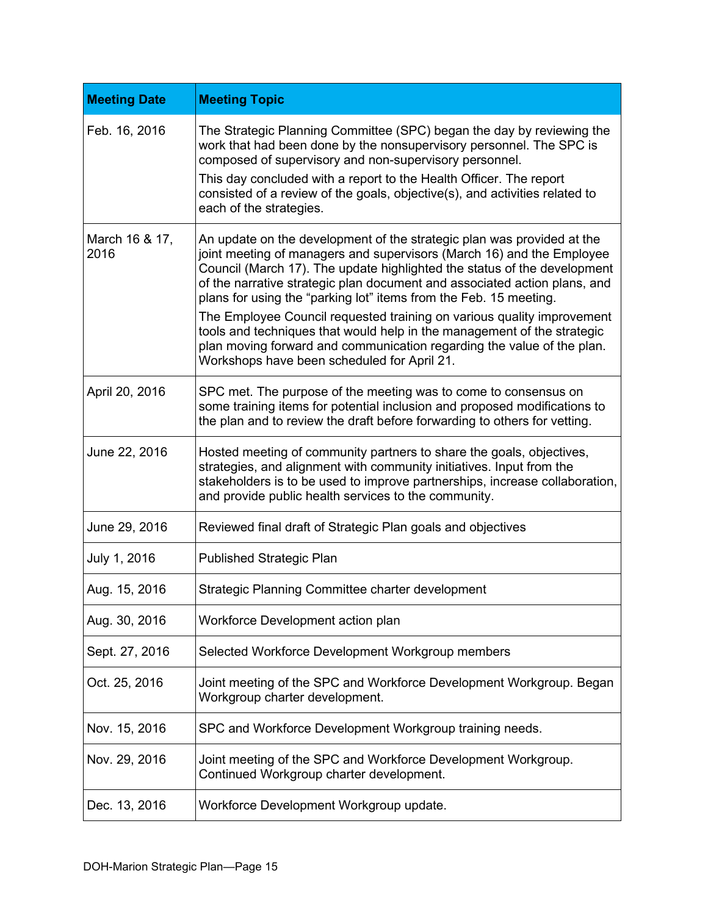| Meeting Date | Meeting Topic |
| --- | --- |
| Feb. 16, 2016 | The Strategic Planning Committee (SPC) began the day by reviewing the work that had been done by the nonsupervisory personnel. The SPC is composed of supervisory and non-supervisory personnel. This day concluded with a report to the Health Officer. The report consisted of a review of the goals, objective(s), and activities related to each of the strategies. |
| March 16 & 17, 2016 | An update on the development of the strategic plan was provided at the joint meeting of managers and supervisors (March 16) and the Employee Council (March 17). The update highlighted the status of the development of the narrative strategic plan document and associated action plans, and plans for using the "parking lot" items from the Feb. 15 meeting. The Employee Council requested training on various quality improvement tools and techniques that would help in the management of the strategic plan moving forward and communication regarding the value of the plan. Workshops have been scheduled for April 21. |
| April 20, 2016 | SPC met. The purpose of the meeting was to come to consensus on some training items for potential inclusion and proposed modifications to the plan and to review the draft before forwarding to others for vetting. |
| June 22, 2016 | Hosted meeting of community partners to share the goals, objectives, strategies, and alignment with community initiatives. Input from the stakeholders is to be used to improve partnerships, increase collaboration, and provide public health services to the community. |
| June 29, 2016 | Reviewed final draft of Strategic Plan goals and objectives |
| July 1, 2016 | Published Strategic Plan |
| Aug. 15, 2016 | Strategic Planning Committee charter development |
| Aug. 30, 2016 | Workforce Development action plan |
| Sept. 27, 2016 | Selected Workforce Development Workgroup members |
| Oct. 25, 2016 | Joint meeting of the SPC and Workforce Development Workgroup. Began Workgroup charter development. |
| Nov. 15, 2016 | SPC and Workforce Development Workgroup training needs. |
| Nov. 29, 2016 | Joint meeting of the SPC and Workforce Development Workgroup. Continued Workgroup charter development. |
| Dec. 13, 2016 | Workforce Development Workgroup update. |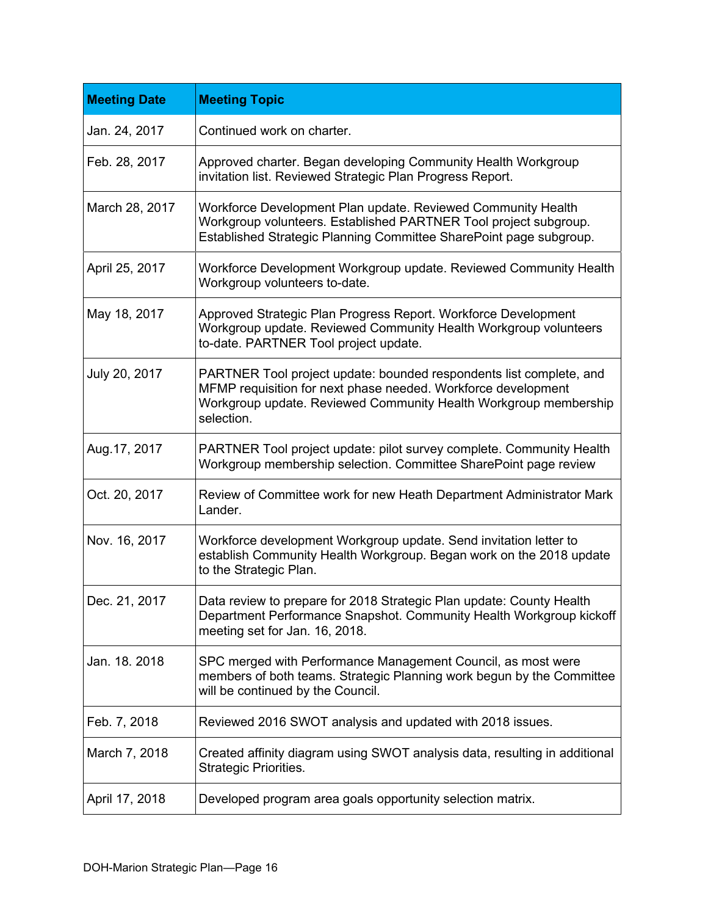| Meeting Date | Meeting Topic |
| --- | --- |
| Jan. 24, 2017 | Continued work on charter. |
| Feb. 28, 2017 | Approved charter. Began developing Community Health Workgroup invitation list. Reviewed Strategic Plan Progress Report. |
| March 28, 2017 | Workforce Development Plan update. Reviewed Community Health Workgroup volunteers. Established PARTNER Tool project subgroup. Established Strategic Planning Committee SharePoint page subgroup. |
| April 25, 2017 | Workforce Development Workgroup update. Reviewed Community Health Workgroup volunteers to-date. |
| May 18, 2017 | Approved Strategic Plan Progress Report. Workforce Development Workgroup update. Reviewed Community Health Workgroup volunteers to-date. PARTNER Tool project update. |
| July 20, 2017 | PARTNER Tool project update: bounded respondents list complete, and MFMP requisition for next phase needed. Workforce development Workgroup update. Reviewed Community Health Workgroup membership selection. |
| Aug.17, 2017 | PARTNER Tool project update: pilot survey complete. Community Health Workgroup membership selection. Committee SharePoint page review |
| Oct. 20, 2017 | Review of Committee work for new Heath Department Administrator Mark Lander. |
| Nov. 16, 2017 | Workforce development Workgroup update. Send invitation letter to establish Community Health Workgroup. Began work on the 2018 update to the Strategic Plan. |
| Dec. 21, 2017 | Data review to prepare for 2018 Strategic Plan update: County Health Department Performance Snapshot. Community Health Workgroup kickoff meeting set for Jan. 16, 2018. |
| Jan. 18. 2018 | SPC merged with Performance Management Council, as most were members of both teams. Strategic Planning work begun by the Committee will be continued by the Council. |
| Feb. 7, 2018 | Reviewed 2016 SWOT analysis and updated with 2018 issues. |
| March 7, 2018 | Created affinity diagram using SWOT analysis data, resulting in additional Strategic Priorities. |
| April 17, 2018 | Developed program area goals opportunity selection matrix. |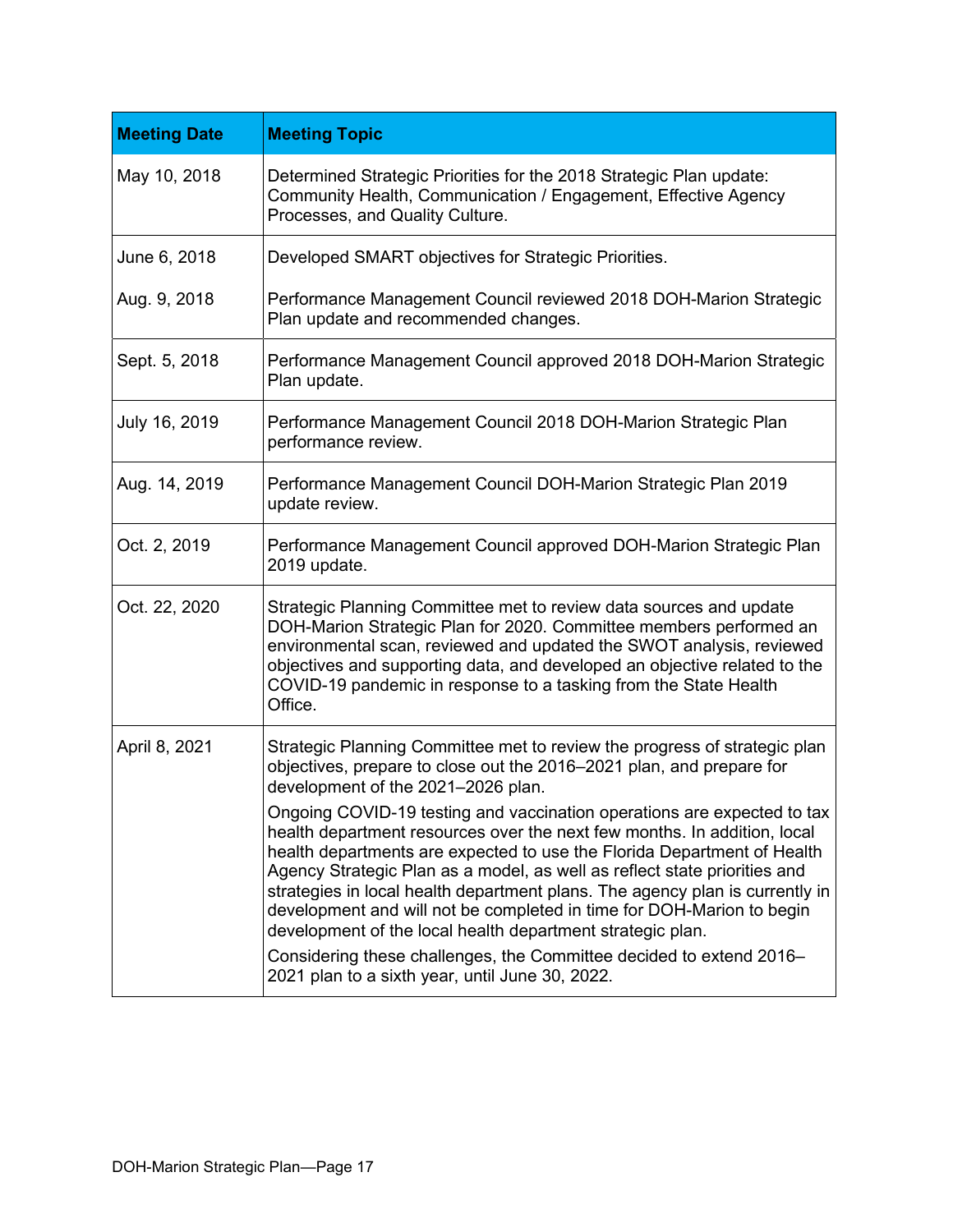| Meeting Date | Meeting Topic |
|---|---|
| May 10, 2018 | Determined Strategic Priorities for the 2018 Strategic Plan update: Community Health, Communication / Engagement, Effective Agency Processes, and Quality Culture. |
| June 6, 2018 | Developed SMART objectives for Strategic Priorities. |
| Aug. 9, 2018 | Performance Management Council reviewed 2018 DOH-Marion Strategic Plan update and recommended changes. |
| Sept. 5, 2018 | Performance Management Council approved 2018 DOH-Marion Strategic Plan update. |
| July 16, 2019 | Performance Management Council 2018 DOH-Marion Strategic Plan performance review. |
| Aug. 14, 2019 | Performance Management Council DOH-Marion Strategic Plan 2019 update review. |
| Oct. 2, 2019 | Performance Management Council approved DOH-Marion Strategic Plan 2019 update. |
| Oct. 22, 2020 | Strategic Planning Committee met to review data sources and update DOH-Marion Strategic Plan for 2020. Committee members performed an environmental scan, reviewed and updated the SWOT analysis, reviewed objectives and supporting data, and developed an objective related to the COVID-19 pandemic in response to a tasking from the State Health Office. |
| April 8, 2021 | Strategic Planning Committee met to review the progress of strategic plan objectives, prepare to close out the 2016–2021 plan, and prepare for development of the 2021–2026 plan.<br><br>Ongoing COVID-19 testing and vaccination operations are expected to tax health department resources over the next few months. In addition, local health departments are expected to use the Florida Department of Health Agency Strategic Plan as a model, as well as reflect state priorities and strategies in local health department plans. The agency plan is currently in development and will not be completed in time for DOH-Marion to begin development of the local health department strategic plan.<br><br>Considering these challenges, the Committee decided to extend 2016–2021 plan to a sixth year, until June 30, 2022. |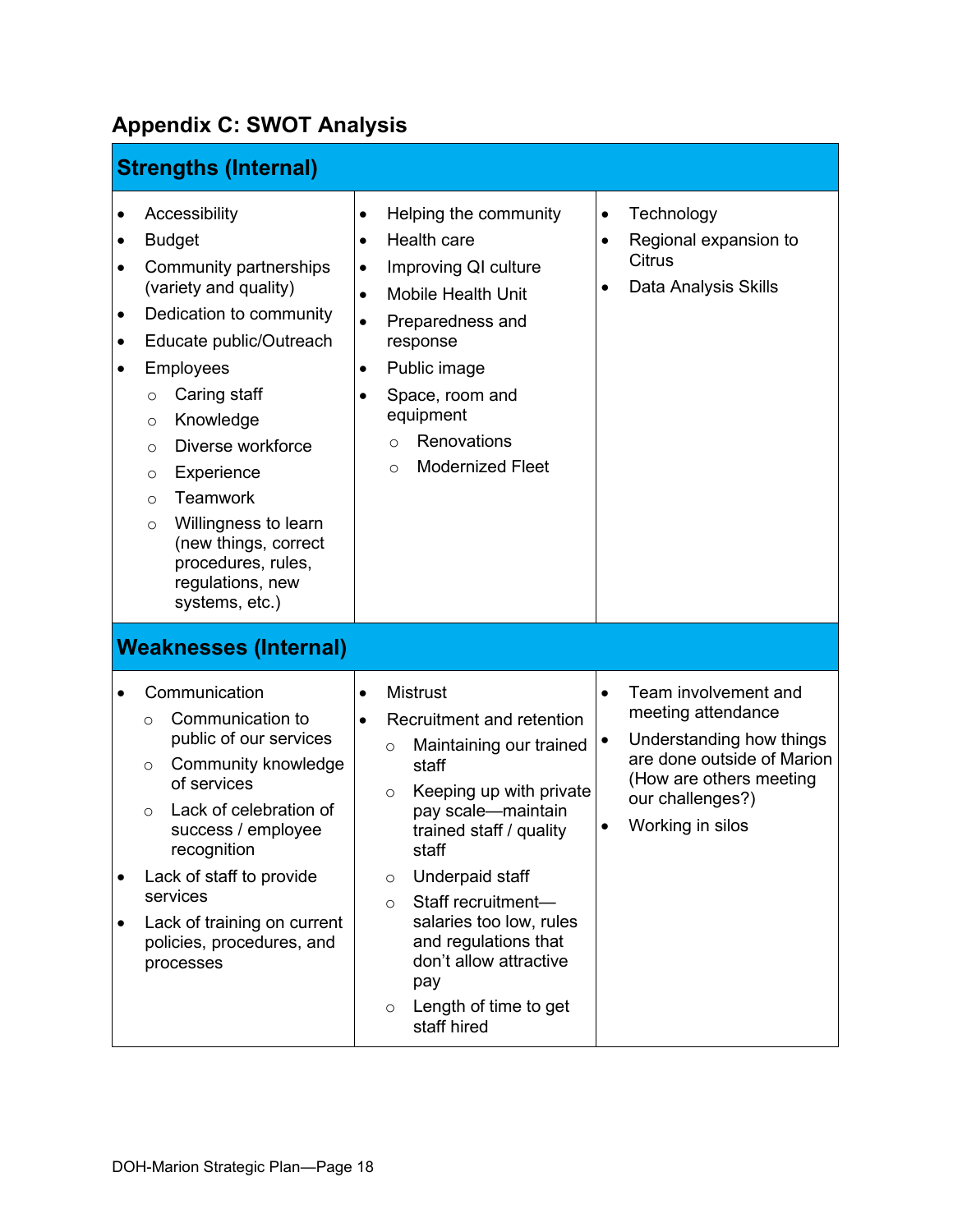## Appendix C: SWOT Analysis

### Strengths (Internal)

- Accessibility
- Budget
- Community partnerships (variety and quality)
- Dedication to community
- Educate public/Outreach
- Employees
  - Caring staff
  - Knowledge
  - Diverse workforce
  - Experience
  - Teamwork
  - Willingness to learn (new things, correct procedures, rules, regulations, new systems, etc.)
- Helping the community
- Health care
- Improving QI culture
- Mobile Health Unit
- Preparedness and response
- Public image
- Space, room and equipment
  - Renovations
  - Modernized Fleet
- Technology
- Regional expansion to Citrus
- Data Analysis Skills

### Weaknesses (Internal)

- Communication
  - Communication to public of our services
  - Community knowledge of services
  - Lack of celebration of success / employee recognition
- Lack of staff to provide services
- Lack of training on current policies, procedures, and processes
- Mistrust
- Recruitment and retention
  - Maintaining our trained staff
  - Keeping up with private pay scale—maintain trained staff / quality staff
  - Underpaid staff
  - Staff recruitment—salaries too low, rules and regulations that don't allow attractive pay
  - Length of time to get staff hired
- Team involvement and meeting attendance
- Understanding how things are done outside of Marion (How are others meeting our challenges?)
- Working in silos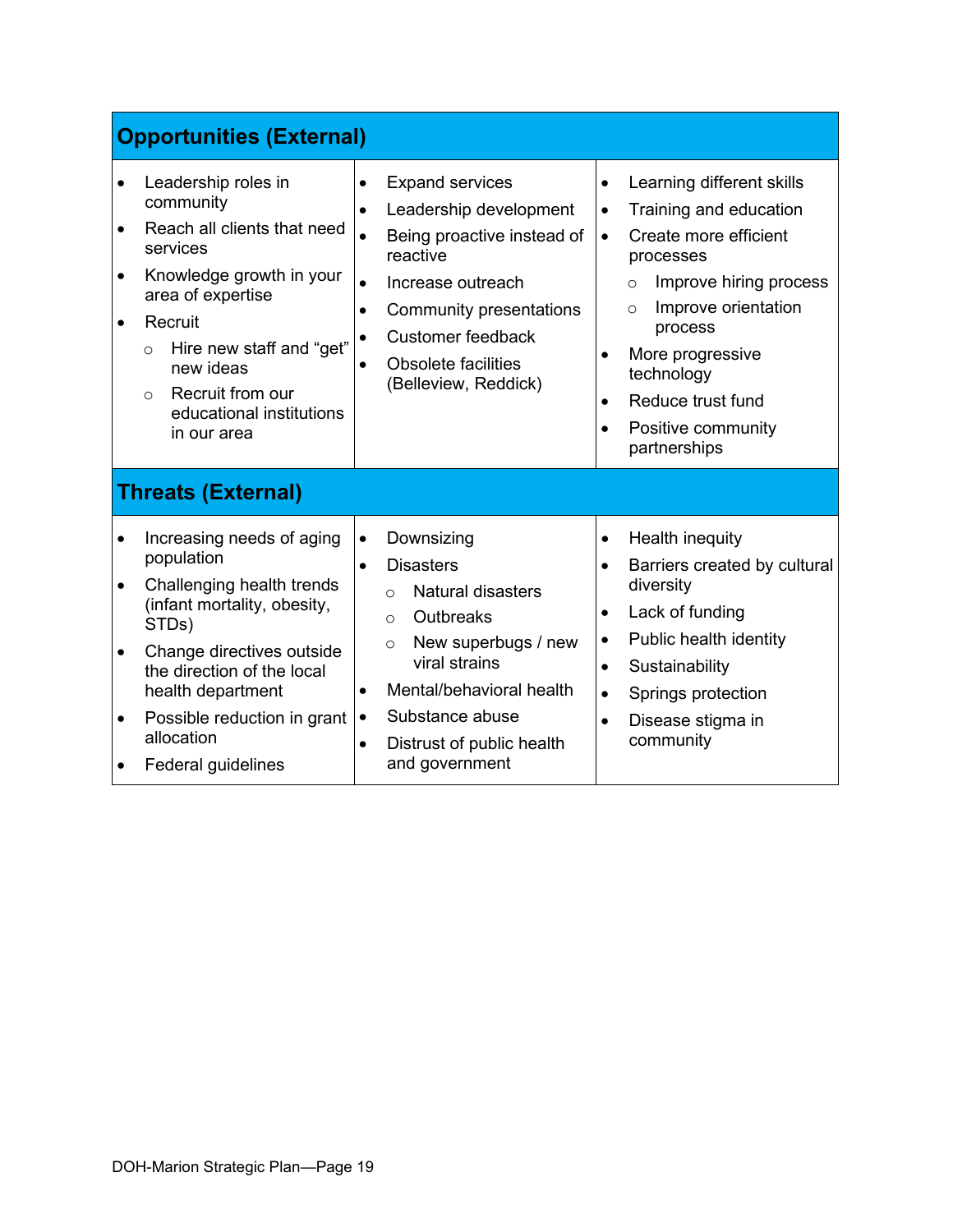## Opportunities (External)

- Leadership roles in community
- Reach all clients that need services
- Knowledge growth in your area of expertise
- Recruit
  - Hire new staff and "get" new ideas
  - Recruit from our educational institutions in our area
- Expand services
- Leadership development
- Being proactive instead of reactive
- Increase outreach
- Community presentations
- Customer feedback
- Obsolete facilities (Belleview, Reddick)
- Learning different skills
- Training and education
- Create more efficient processes
  - Improve hiring process
  - Improve orientation process
- More progressive technology
- Reduce trust fund
- Positive community partnerships

## Threats (External)

- Increasing needs of aging population
- Challenging health trends (infant mortality, obesity, STDs)
- Change directives outside the direction of the local health department
- Possible reduction in grant allocation
- Federal guidelines
- Downsizing
- Disasters
  - Natural disasters
  - Outbreaks
  - New superbugs / new viral strains
- Mental/behavioral health
- Substance abuse
- Distrust of public health and government
- Health inequity
- Barriers created by cultural diversity
- Lack of funding
- Public health identity
- Sustainability
- Springs protection
- Disease stigma in community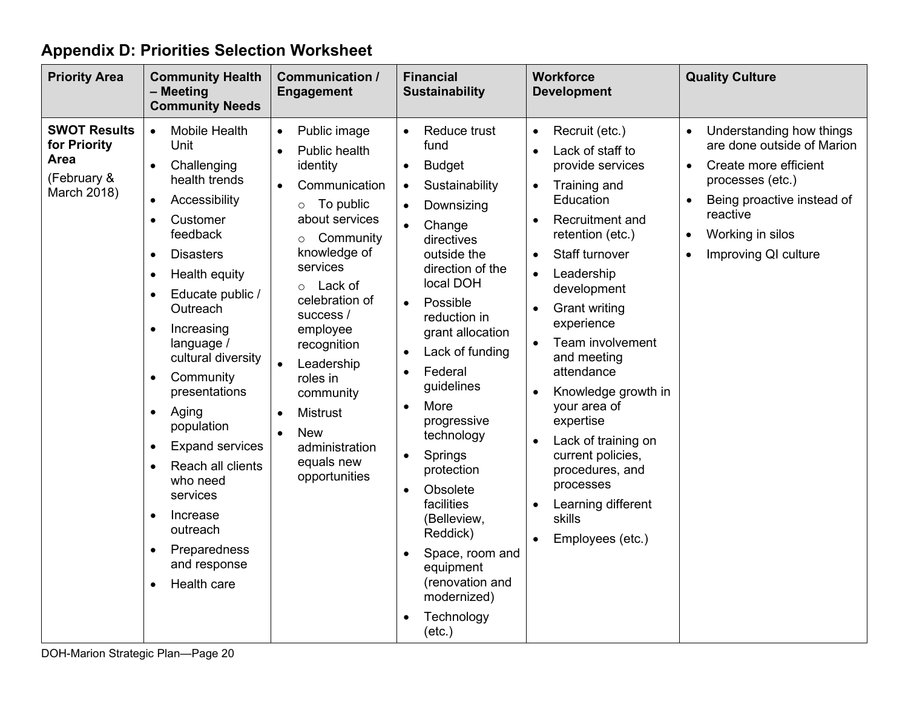## Appendix D: Priorities Selection Worksheet

| Priority Area | Community Health – Meeting Community Needs | Communication / Engagement | Financial Sustainability | Workforce Development | Quality Culture |
|---|---|---|---|---|---|
| **SWOT Results for Priority Area** (February & March 2018) | • Mobile Health Unit<br>• Challenging health trends<br>• Accessibility<br>• Customer feedback<br>• Disasters<br>• Health equity<br>• Educate public / Outreach<br>• Increasing language / cultural diversity<br>• Community presentations<br>• Aging population<br>• Expand services<br>• Reach all clients who need services<br>• Increase outreach<br>• Preparedness and response<br>• Health care | • Public image<br>• Public health identity<br>• Communication<br>  ○ To public about services<br>  ○ Community knowledge of services<br>  ○ Lack of celebration of success / employee recognition<br>• Leadership roles in community<br>• Mistrust<br>• New administration equals new opportunities | • Reduce trust fund<br>• Budget<br>• Sustainability<br>• Downsizing<br>• Change directives outside the direction of the local DOH<br>• Possible reduction in grant allocation<br>• Lack of funding<br>• Federal guidelines<br>• More progressive technology<br>• Springs protection<br>• Obsolete facilities (Belleview, Reddick)<br>• Space, room and equipment (renovation and modernized)<br>• Technology (etc.) | • Recruit (etc.)<br>• Lack of staff to provide services<br>• Training and Education<br>• Recruitment and retention (etc.)<br>• Staff turnover<br>• Leadership development<br>• Grant writing experience<br>• Team involvement and meeting attendance<br>• Knowledge growth in your area of expertise<br>• Lack of training on current policies, procedures, and processes<br>• Learning different skills<br>• Employees (etc.) | • Understanding how things are done outside of Marion<br>• Create more efficient processes (etc.)<br>• Being proactive instead of reactive<br>• Working in silos<br>• Improving QI culture |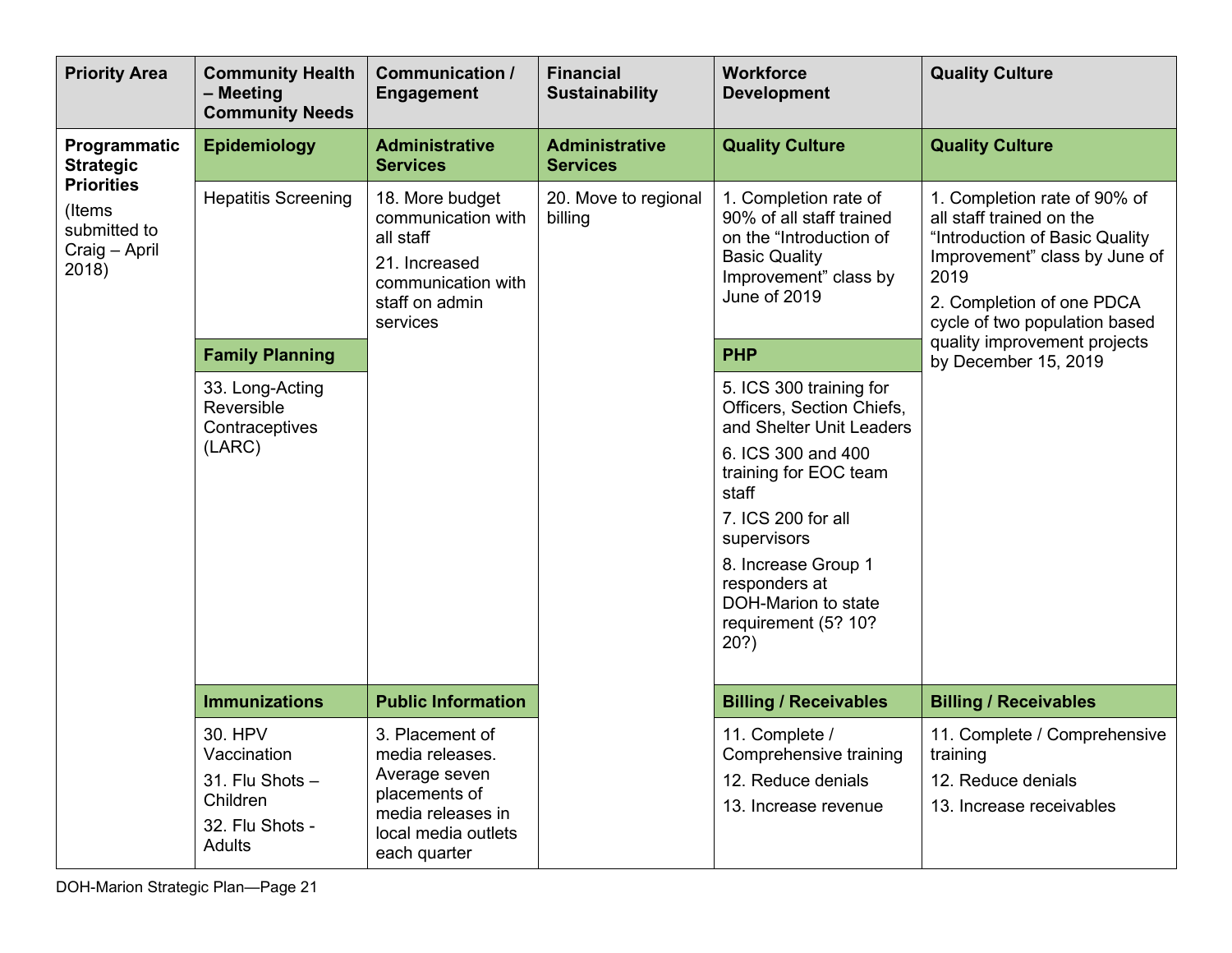| Priority Area | Community Health – Meeting Community Needs | Communication / Engagement | Financial Sustainability | Workforce Development | Quality Culture |
|---|---|---|---|---|---|
| **Programmatic Strategic Priorities** (Items submitted to Craig – April 2018) | **Epidemiology** | **Administrative Services** | **Administrative Services** | **Quality Culture** | **Quality Culture** |
| | Hepatitis Screening | 18. More budget communication with all staff<br>21. Increased communication with staff on admin services | 20. Move to regional billing | 1. Completion rate of 90% of all staff trained on the "Introduction of Basic Quality Improvement" class by June of 2019 | 1. Completion rate of 90% of all staff trained on the "Introduction of Basic Quality Improvement" class by June of 2019<br>2. Completion of one PDCA cycle of two population based quality improvement projects by December 15, 2019 |
| | **Family Planning** | | | **PHP** | |
| | 33. Long-Acting Reversible Contraceptives (LARC) | | | 5. ICS 300 training for Officers, Section Chiefs, and Shelter Unit Leaders<br>6. ICS 300 and 400 training for EOC team staff<br>7. ICS 200 for all supervisors<br>8. Increase Group 1 responders at DOH-Marion to state requirement (5? 10? 20?) | |
| | **Immunizations** | **Public Information** | | **Billing / Receivables** | **Billing / Receivables** |
| | 30. HPV Vaccination<br>31. Flu Shots – Children<br>32. Flu Shots - Adults | 3. Placement of media releases. Average seven placements of media releases in local media outlets each quarter | | 11. Complete / Comprehensive training<br>12. Reduce denials<br>13. Increase revenue | 11. Complete / Comprehensive training<br>12. Reduce denials<br>13. Increase receivables |

DOH-Marion Strategic Plan—Page 21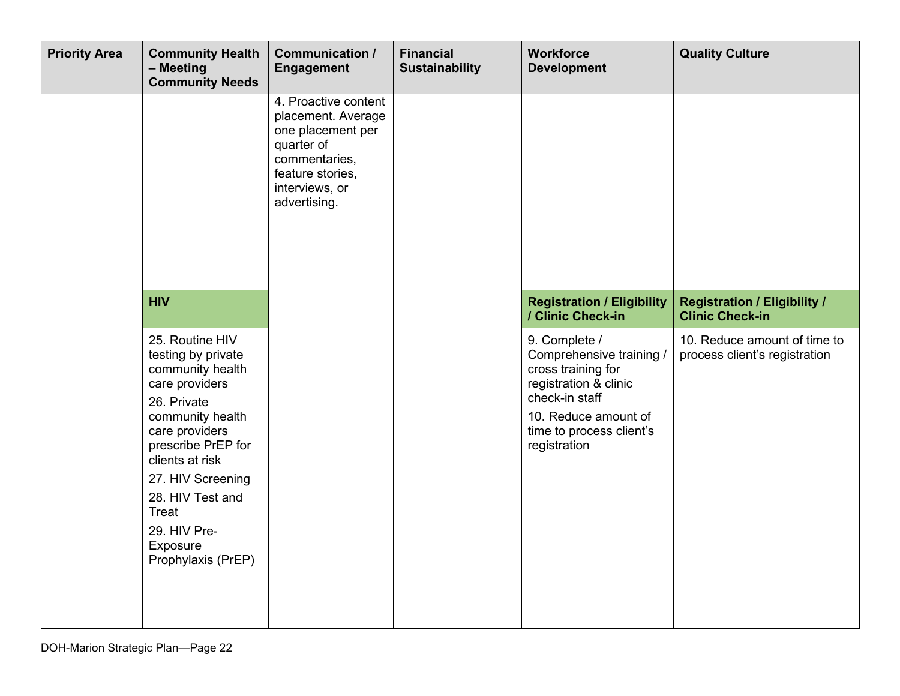| Priority Area | Community Health – Meeting Community Needs | Communication / Engagement | Financial Sustainability | Workforce Development | Quality Culture |
|---|---|---|---|---|---|
| | | 4. Proactive content placement. Average one placement per quarter of commentaries, feature stories, interviews, or advertising. | | | |
| | **HIV** | | | **Registration / Eligibility / Clinic Check-in** | **Registration / Eligibility / Clinic Check-in** |
| | 25. Routine HIV testing by private community health care providers<br>26. Private community health care providers prescribe PrEP for clients at risk<br>27. HIV Screening<br>28. HIV Test and Treat<br>29. HIV Pre-Exposure Prophylaxis (PrEP) | | | 9. Complete / Comprehensive training / cross training for registration & clinic check-in staff<br>10. Reduce amount of time to process client's registration | 10. Reduce amount of time to process client's registration |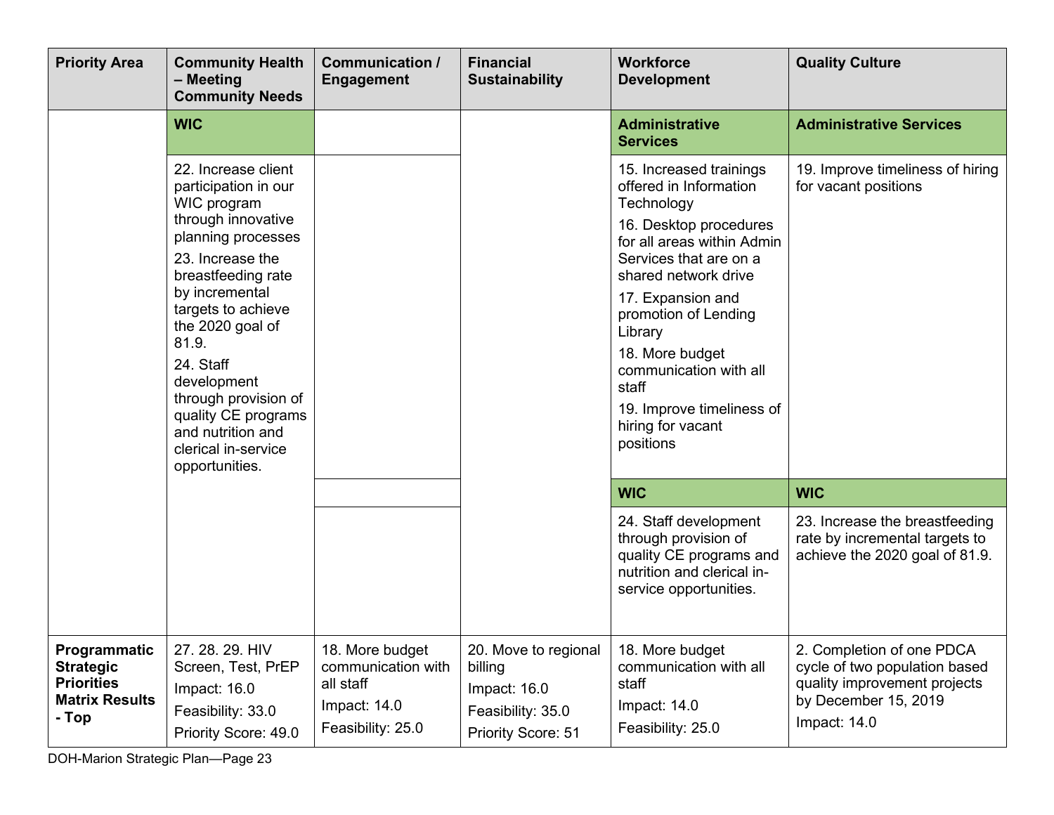| Priority Area | Community Health – Meeting Community Needs | Communication / Engagement | Financial Sustainability | Workforce Development | Quality Culture |
|---|---|---|---|---|---|
| | **WIC** | | | **Administrative Services** | **Administrative Services** |
| | 22. Increase client participation in our WIC program through innovative planning processes<br>23. Increase the breastfeeding rate by incremental targets to achieve the 2020 goal of 81.9.<br>24. Staff development through provision of quality CE programs and nutrition and clerical in-service opportunities. | | | 15. Increased trainings offered in Information Technology<br>16. Desktop procedures for all areas within Admin Services that are on a shared network drive<br>17. Expansion and promotion of Lending Library<br>18. More budget communication with all staff<br>19. Improve timeliness of hiring for vacant positions | 19. Improve timeliness of hiring for vacant positions |
| | | | | **WIC** | **WIC** |
| | | | | 24. Staff development through provision of quality CE programs and nutrition and clerical in-service opportunities. | 23. Increase the breastfeeding rate by incremental targets to achieve the 2020 goal of 81.9. |
| **Programmatic Strategic Priorities Matrix Results - Top** | 27. 28. 29. HIV Screen, Test, PrEP<br>Impact: 16.0<br>Feasibility: 33.0<br>Priority Score: 49.0 | 18. More budget communication with all staff<br>Impact: 14.0<br>Feasibility: 25.0 | 20. Move to regional billing<br>Impact: 16.0<br>Feasibility: 35.0<br>Priority Score: 51 | 18. More budget communication with all staff<br>Impact: 14.0<br>Feasibility: 25.0 | 2. Completion of one PDCA cycle of two population based quality improvement projects by December 15, 2019<br>Impact: 14.0 |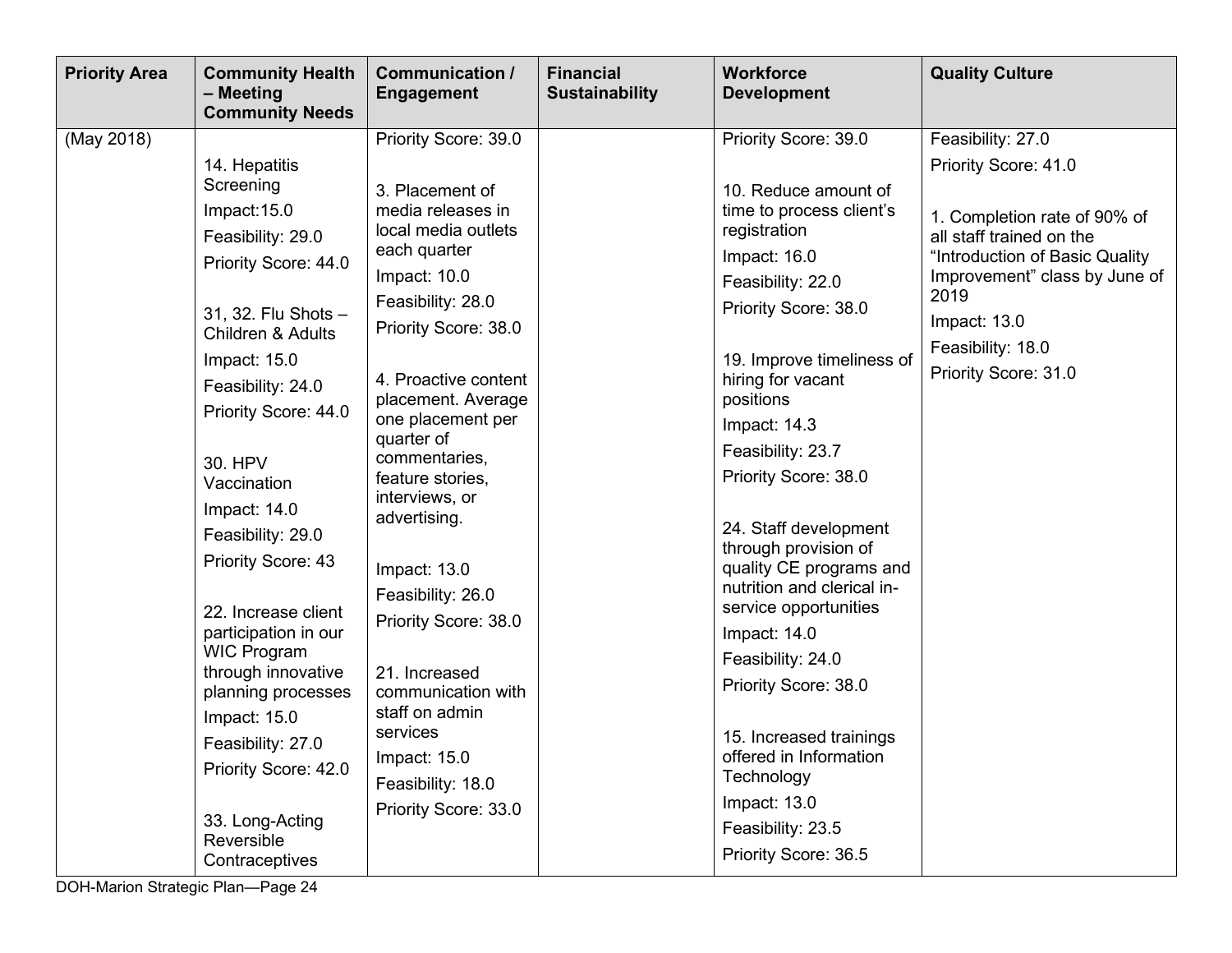| Priority Area | Community Health – Meeting Community Needs | Communication / Engagement | Financial Sustainability | Workforce Development | Quality Culture |
|---|---|---|---|---|---|
| (May 2018) | 14. Hepatitis Screening<br>Impact:15.0<br>Feasibility: 29.0<br>Priority Score: 44.0<br><br>31, 32. Flu Shots – Children & Adults<br>Impact: 15.0<br>Feasibility: 24.0<br>Priority Score: 44.0<br><br>30. HPV Vaccination<br>Impact: 14.0<br>Feasibility: 29.0<br>Priority Score: 43<br><br>22. Increase client participation in our WIC Program through innovative planning processes<br>Impact: 15.0<br>Feasibility: 27.0<br>Priority Score: 42.0<br><br>33. Long-Acting Reversible Contraceptives | Priority Score: 39.0<br><br>3. Placement of media releases in local media outlets each quarter<br>Impact: 10.0<br>Feasibility: 28.0<br>Priority Score: 38.0<br><br>4. Proactive content placement. Average one placement per quarter of commentaries, feature stories, interviews, or advertising.<br><br>Impact: 13.0<br>Feasibility: 26.0<br>Priority Score: 38.0<br><br>21. Increased communication with staff on admin services<br>Impact: 15.0<br>Feasibility: 18.0<br>Priority Score: 33.0 | | Priority Score: 39.0<br><br>10. Reduce amount of time to process client's registration<br>Impact: 16.0<br>Feasibility: 22.0<br>Priority Score: 38.0<br><br>19. Improve timeliness of hiring for vacant positions<br>Impact: 14.3<br>Feasibility: 23.7<br>Priority Score: 38.0<br><br>24. Staff development through provision of quality CE programs and nutrition and clerical in-service opportunities<br>Impact: 14.0<br>Feasibility: 24.0<br>Priority Score: 38.0<br><br>15. Increased trainings offered in Information Technology<br>Impact: 13.0<br>Feasibility: 23.5<br>Priority Score: 36.5 | Feasibility: 27.0<br>Priority Score: 41.0<br><br>1. Completion rate of 90% of all staff trained on the "Introduction of Basic Quality Improvement" class by June of 2019<br>Impact: 13.0<br>Feasibility: 18.0<br>Priority Score: 31.0 |

DOH-Marion Strategic Plan—Page 24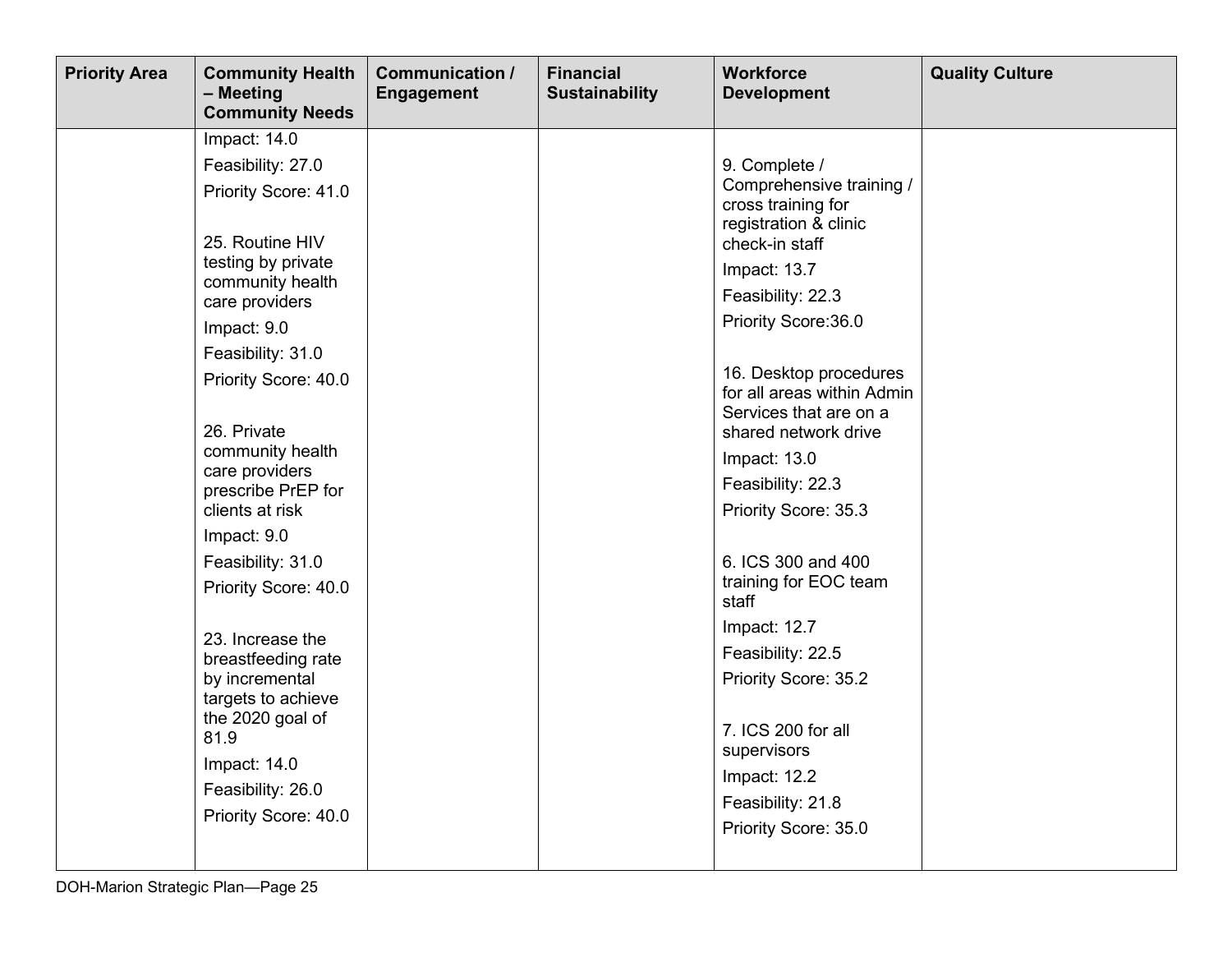| Priority Area | Community Health – Meeting Community Needs | Communication / Engagement | Financial Sustainability | Workforce Development | Quality Culture |
|---|---|---|---|---|---|
| | Impact: 14.0<br>Feasibility: 27.0<br>Priority Score: 41.0<br><br>25. Routine HIV testing by private community health care providers<br>Impact: 9.0<br>Feasibility: 31.0<br>Priority Score: 40.0<br><br>26. Private community health care providers prescribe PrEP for clients at risk<br>Impact: 9.0<br>Feasibility: 31.0<br>Priority Score: 40.0<br><br>23. Increase the breastfeeding rate by incremental targets to achieve the 2020 goal of 81.9<br>Impact: 14.0<br>Feasibility: 26.0<br>Priority Score: 40.0 | | | 9. Complete / Comprehensive training / cross training for registration & clinic check-in staff<br>Impact: 13.7<br>Feasibility: 22.3<br>Priority Score:36.0<br><br>16. Desktop procedures for all areas within Admin Services that are on a shared network drive<br>Impact: 13.0<br>Feasibility: 22.3<br>Priority Score: 35.3<br><br>6. ICS 300 and 400 training for EOC team staff<br>Impact: 12.7<br>Feasibility: 22.5<br>Priority Score: 35.2<br><br>7. ICS 200 for all supervisors<br>Impact: 12.2<br>Feasibility: 21.8<br>Priority Score: 35.0 | |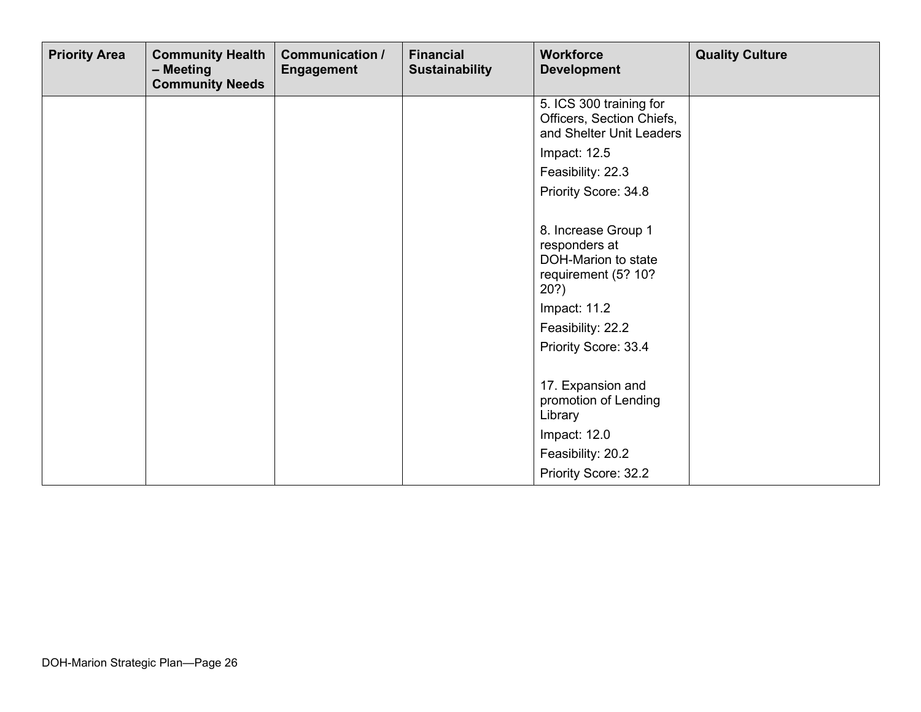| Priority Area | Community Health – Meeting Community Needs | Communication / Engagement | Financial Sustainability | Workforce Development | Quality Culture |
|---|---|---|---|---|---|
| | | | | 5. ICS 300 training for Officers, Section Chiefs, and Shelter Unit Leaders<br>Impact: 12.5<br>Feasibility: 22.3<br>Priority Score: 34.8<br><br>8. Increase Group 1 responders at DOH-Marion to state requirement (5? 10? 20?)<br>Impact: 11.2<br>Feasibility: 22.2<br>Priority Score: 33.4<br><br>17. Expansion and promotion of Lending Library<br>Impact: 12.0<br>Feasibility: 20.2<br>Priority Score: 32.2 | |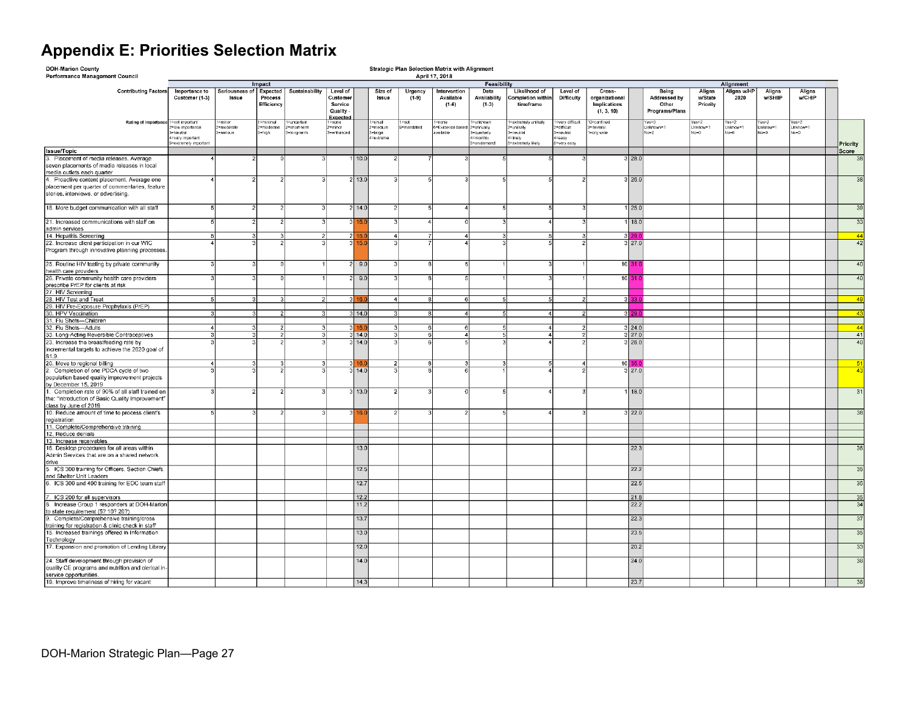# Appendix E: Priorities Selection Matrix

**DOH-Marion County**
**Performance Management Council**

**Strategic Plan Selection Matrix with Alignment**
**April 17, 2018**

| Contributing Factors | Impact: Importance to Customer (1-3) | Impact: Seriousness of Issue | Impact: Expected Process Efficiency | Impact: Sustainability | Impact: Level of Customer Service Quality - Expected | Impact Total | Feasibility: Size of Issue | Feasibility: Urgency (1-9) | Feasibility: Intervention Available (1-6) | Feasibility: Data Availability (1-3) | Feasibility: Likelihood of Completion within timeframe | Feasibility: Level of Difficulty | Feasibility: Cross-organizational Implications (1, 3, 10) | Feasibility Total | Alignment: Being Addressed by Other Programs/Plans | Alignment: Aligns w/State Priority | Alignment: Aligns w/HP 2020 | Alignment: Aligns w/SHIIP | Alignment: Aligns w/CHIP | Alignment Total | Priority Score |
|---|---|---|---|---|---|---|---|---|---|---|---|---|---|---|---|---|---|---|---|---|---|
| Rating of Importance | 1=not important 2=low importance 3=Neutral 4=very important 5=extremely important | 1=minor 2=moderate 3=serious | 1=minimal 2=moderate 3=high | 1=uncertain 2=short-term 3=long-term | 1=none 2=minor 3=enhanced | | 1=small 2=medium 3=large 4=extreme | 1=not 9=mandated | 1=none 6=Evidence based available | 1=unknown 2=annually 3=quarterly 4=monthly 5=on demand | 1=extremely unlikely 2=unlikely 3=neutral 4=likely 5=extremely likely | 1=very difficult 2=difficult 3=neutral 4=easy 5=very easy | 10=confined 3=several 1=org wide | | Yes=0 Unknown=1 No=2 | Yes=2 Unknow=1 No=0 | Yes=2 Unknow=1 No=0 | Yes=2 Unknow=1 No=0 | Yes=2 Unknow=1 No=0 | | |
| **Issue/Topic** | | | | | | | | | | | | | | | | | | | | | |
| 3. Placement of media releases. Average seven placements of media releases in local media outlets each quarter | 4 | 2 | 0 | 3 | 1 | 10.0 | 2 | 7 | 3 | 5 | 5 | 3 | 3 | 28.0 | | | | | | | 38 |
| 4. Proactive content placement. Average one placement per quarter of commentaries, feature stories, interviews, or advertising. | 4 | 2 | 2 | 3 | 2 | 13.0 | 3 | 5 | 3 | 5 | 5 | 2 | 3 | 26.0 | | | | | | | 38 |
| 18. More budget communication with all staff | 5 | 2 | 2 | 3 | 2 | 14.0 | 2 | 5 | 4 | 5 | 5 | 3 | 1 | 25.0 | | | | | | | 39 |
| 21. Increased communications with staff on admin services | 5 | 2 | 2 | 3 | 3 | 15.0 | 3 | 4 | 0 | 3 | 4 | 3 | 1 | 18.0 | | | | | | | 33 |
| 14. Hepatitis Screening | 5 | 3 | 3 | 2 | 2 | 15.0 | 4 | 7 | 4 | 3 | 5 | 3 | 3 | 29.0 | | | | | | | 44 |
| 22. Increase client participation in our WIC Program through innovative planning processes. | 4 | 3 | 2 | 3 | 3 | 15.0 | 3 | 7 | 4 | 3 | 5 | 2 | 3 | 27.0 | | | | | | | 42 |
| 25. Routine HIV testing by private community health care providers | 3 | 3 | 0 | 1 | 2 | 9.0 | 3 | 8 | 5 | 1 | 3 | 1 | 10 | 31.0 | | | | | | | 40 |
| 26. Private community health care providers prescribe PrEP for clients at risk | 3 | 3 | 0 | 1 | 2 | 9.0 | 3 | 8 | 5 | 1 | 3 | 1 | 10 | 31.0 | | | | | | | 40 |
| 27. HIV Screening | | | | | | | | | | | | | | | | | | | | | |
| 28. HIV Test and Treat | 5 | 3 | 3 | 2 | 3 | 16.0 | 4 | 8 | 6 | 5 | 5 | 2 | 3 | 33.0 | | | | | | | 49 |
| 29. HIV Pre-Exposure Prophylaxis (PrEP) | | | | | | | | | | | | | | | | | | | | | |
| 30. HPV Vaccination | 3 | 3 | 2 | 3 | 3 | 14.0 | 3 | 8 | 4 | 5 | 4 | 2 | 3 | 29.0 | | | | | | | 43 |
| 31. Flu Shots—Children | | | | | | | | | | | | | | | | | | | | | |
| 32. Flu Shots—Adults | 4 | 3 | 2 | 3 | 3 | 15.0 | 3 | 6 | 6 | 5 | 4 | 2 | 3 | 24.0 | | | | | | | 44 |
| 33. Long-Acting Reversible Contraceptives | 3 | 3 | 2 | 3 | 3 | 14.0 | 3 | 6 | 4 | 5 | 4 | 2 | 3 | 27.0 | | | | | | | 41 |
| 23. Increase the breastfeeding rate by incremental targets to achieve the 2020 goal of 81.9. | 3 | 3 | 2 | 3 | 3 | 14.0 | 3 | 6 | 5 | 3 | 4 | 2 | 3 | 26.0 | | | | | | | 40 |
| 20. Move to regional billing | 4 | 3 | 3 | 3 | 3 | 16.0 | 2 | 8 | 3 | 3 | 5 | 4 | 10 | 35.0 | | | | | | | 51 |
| 2. Completion of one PDCA cycle of two population based quality improvement projects by December 15, 2019 | 3 | 3 | 2 | 3 | 3 | 14.0 | 3 | 8 | 6 | 1 | 4 | 2 | 3 | 27.0 | | | | | | | 43 |
| 1. Completion rate of 90% of all staff trained on the "Introduction of Basic Quality Improvement" class by June of 2019 | 3 | 2 | 2 | 3 | 3 | 13.0 | 2 | 3 | 0 | 5 | 4 | 3 | 1 | 18.0 | | | | | | | 31 |
| 10. Reduce amount of time to process client's registration | 5 | 3 | 2 | 3 | 3 | 16.0 | 2 | 3 | 2 | 5 | 4 | 3 | 3 | 22.0 | | | | | | | 38 |
| 11. Complete/Comprehensive training | | | | | | | | | | | | | | | | | | | | | |
| 12. Reduce denials | | | | | | | | | | | | | | | | | | | | | |
| 13. Increase receivables | | | | | | | | | | | | | | | | | | | | | |
| 16. Desktop procedures for all areas within Admin Services that are on a shared network drive | | | | | | 13.0 | | | | | | | | 22.3 | | | | | | | 36 |
| 5. ICS 300 training for Officers, Section Chiefs, and Shelter Unit Leaders | | | | | | 12.5 | | | | | | | | 22.2 | | | | | | | 35 |
| 6. ICS 300 and 400 training for EOC team staff | | | | | | 12.7 | | | | | | | | 22.5 | | | | | | | 35 |
| 7. ICS 200 for all supervisors | | | | | | 12.2 | | | | | | | | 21.8 | | | | | | | 35 |
| 8. Increase Group 1 responders at DOH-Marion to state requirement (5? 10? 20?) | | | | | | 11.2 | | | | | | | | 22.2 | | | | | | | 34 |
| 9. Complete/Comprehensive training/cross training for registration & clinic check in staff | | | | | | 13.7 | | | | | | | | 22.3 | | | | | | | 37 |
| 15. Increased trainings offered in Information Technology | | | | | | 13.0 | | | | | | | | 23.5 | | | | | | | 35 |
| 17. Expansion and promotion of Lending Library | | | | | | 12.0 | | | | | | | | 20.2 | | | | | | | 33 |
| 24. Staff development through provision of quality CE programs and nutrition and clerical in-service opportunities. | | | | | | 14.0 | | | | | | | | 24.0 | | | | | | | 38 |
| 19. Improve timeliness of hiring for vacant | | | | | | 14.3 | | | | | | | | 23.7 | | | | | | | 38 |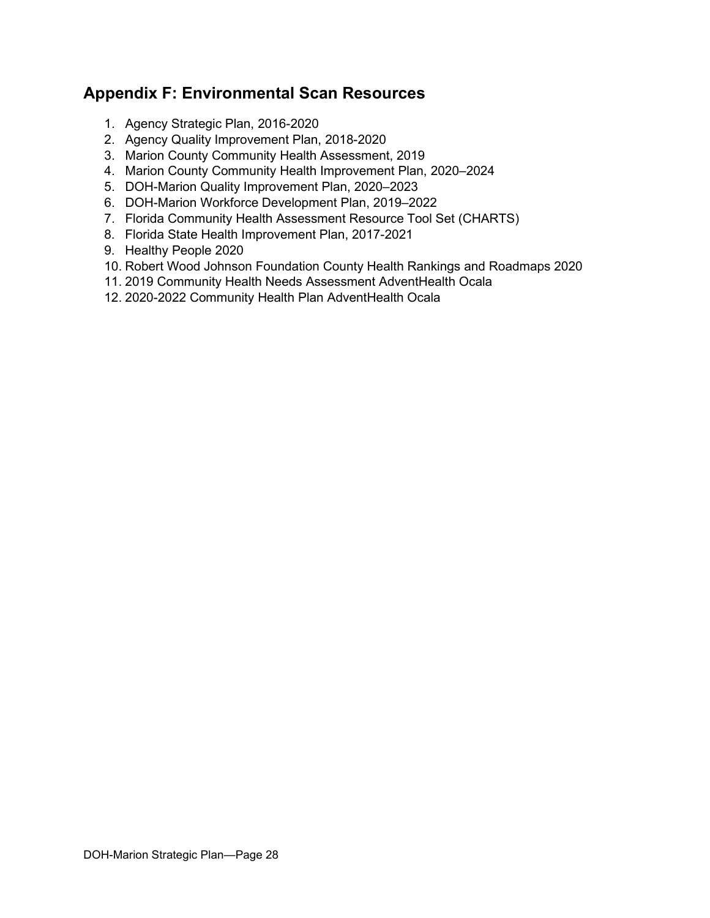## Appendix F: Environmental Scan Resources

1. Agency Strategic Plan, 2016-2020
2. Agency Quality Improvement Plan, 2018-2020
3. Marion County Community Health Assessment, 2019
4. Marion County Community Health Improvement Plan, 2020–2024
5. DOH-Marion Quality Improvement Plan, 2020–2023
6. DOH-Marion Workforce Development Plan, 2019–2022
7. Florida Community Health Assessment Resource Tool Set (CHARTS)
8. Florida State Health Improvement Plan, 2017-2021
9. Healthy People 2020
10. Robert Wood Johnson Foundation County Health Rankings and Roadmaps 2020
11. 2019 Community Health Needs Assessment AdventHealth Ocala
12. 2020-2022 Community Health Plan AdventHealth Ocala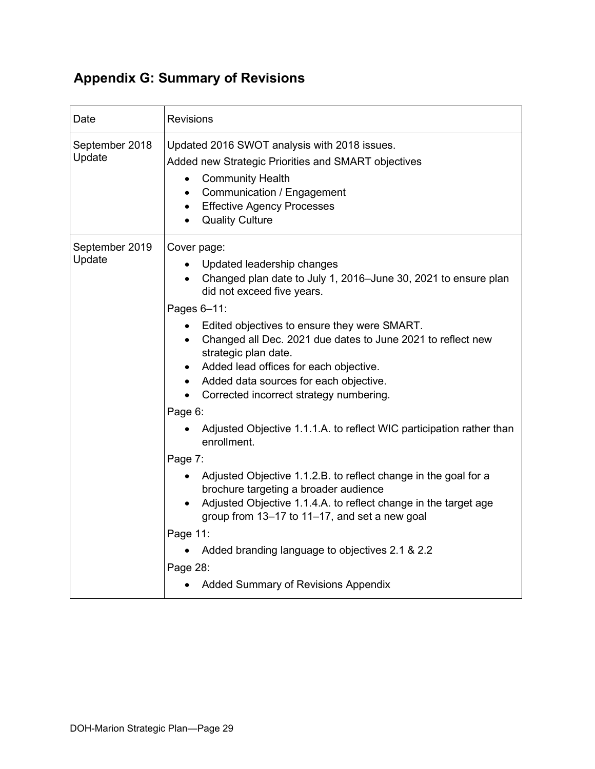## Appendix G: Summary of Revisions

| Date | Revisions |
|---|---|
| September 2018 Update | Updated 2016 SWOT analysis with 2018 issues.<br>Added new Strategic Priorities and SMART objectives<br>• Community Health<br>• Communication / Engagement<br>• Effective Agency Processes<br>• Quality Culture |
| September 2019 Update | Cover page:<br>• Updated leadership changes<br>• Changed plan date to July 1, 2016–June 30, 2021 to ensure plan did not exceed five years.<br>Pages 6–11:<br>• Edited objectives to ensure they were SMART.<br>• Changed all Dec. 2021 due dates to June 2021 to reflect new strategic plan date.<br>• Added lead offices for each objective.<br>• Added data sources for each objective.<br>• Corrected incorrect strategy numbering.<br>Page 6:<br>• Adjusted Objective 1.1.1.A. to reflect WIC participation rather than enrollment.<br>Page 7:<br>• Adjusted Objective 1.1.2.B. to reflect change in the goal for a brochure targeting a broader audience<br>• Adjusted Objective 1.1.4.A. to reflect change in the target age group from 13–17 to 11–17, and set a new goal<br>Page 11:<br>• Added branding language to objectives 2.1 & 2.2<br>Page 28:<br>• Added Summary of Revisions Appendix |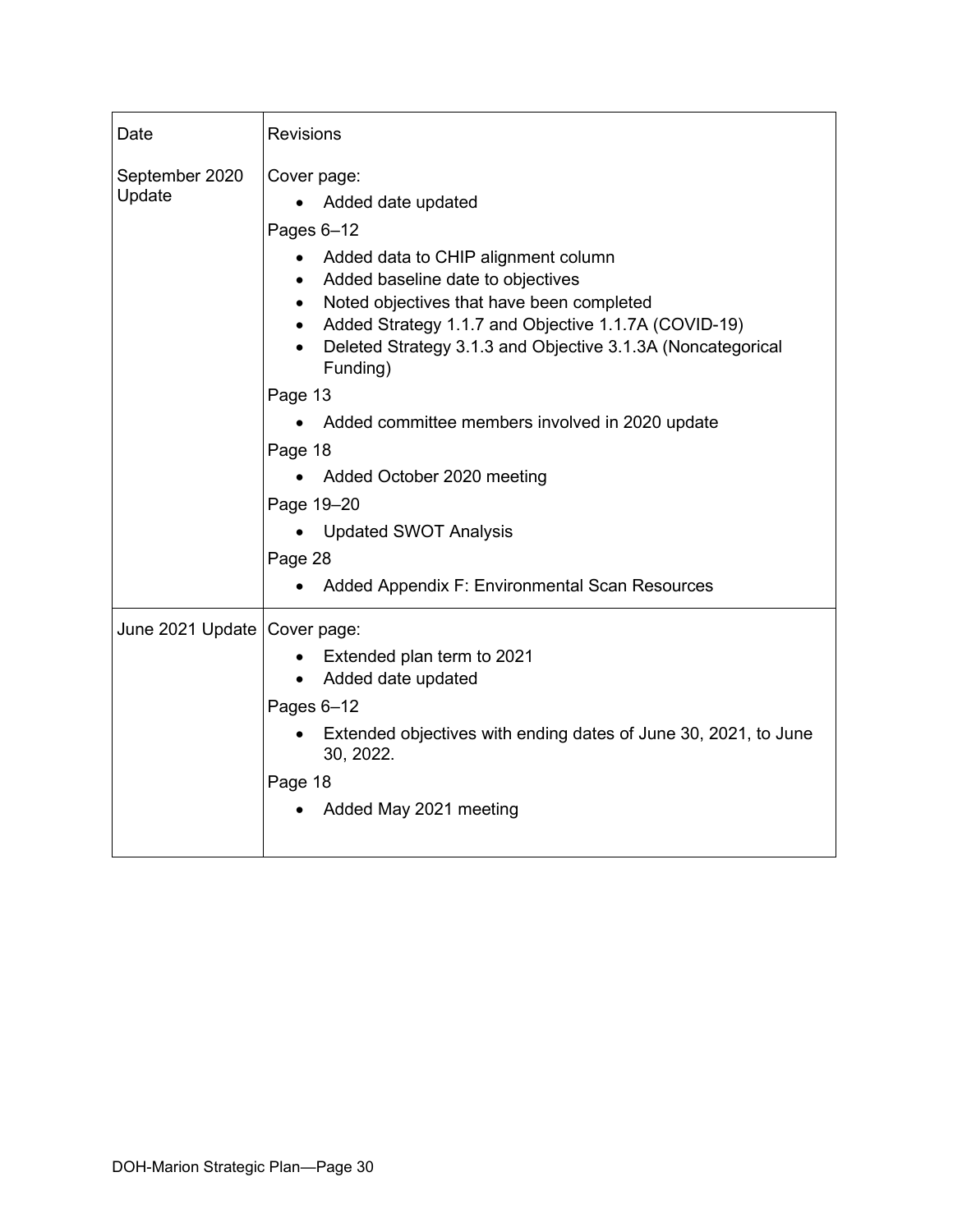| Date | Revisions |
| --- | --- |
| September 2020 Update | Cover page:<br>• Added date updated<br>Pages 6–12<br>• Added data to CHIP alignment column<br>• Added baseline date to objectives<br>• Noted objectives that have been completed<br>• Added Strategy 1.1.7 and Objective 1.1.7A (COVID-19)<br>• Deleted Strategy 3.1.3 and Objective 3.1.3A (Noncategorical Funding)<br>Page 13<br>• Added committee members involved in 2020 update<br>Page 18<br>• Added October 2020 meeting<br>Page 19–20<br>• Updated SWOT Analysis<br>Page 28<br>• Added Appendix F: Environmental Scan Resources |
| June 2021 Update | Cover page:<br>• Extended plan term to 2021<br>• Added date updated<br>Pages 6–12<br>• Extended objectives with ending dates of June 30, 2021, to June 30, 2022.<br>Page 18<br>• Added May 2021 meeting |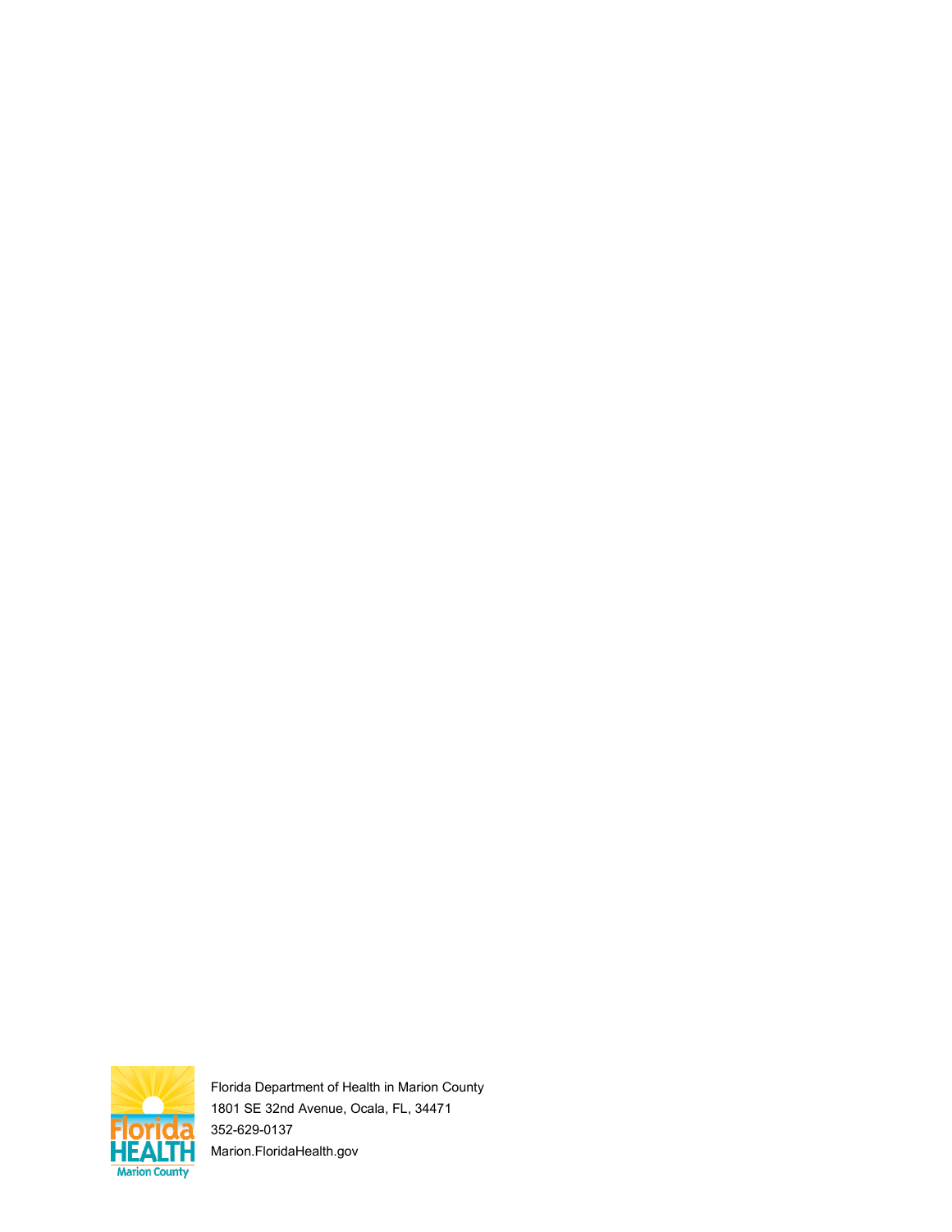Florida Department of Health in Marion County
1801 SE 32nd Avenue, Ocala, FL, 34471
352-629-0137
Marion.FloridaHealth.gov